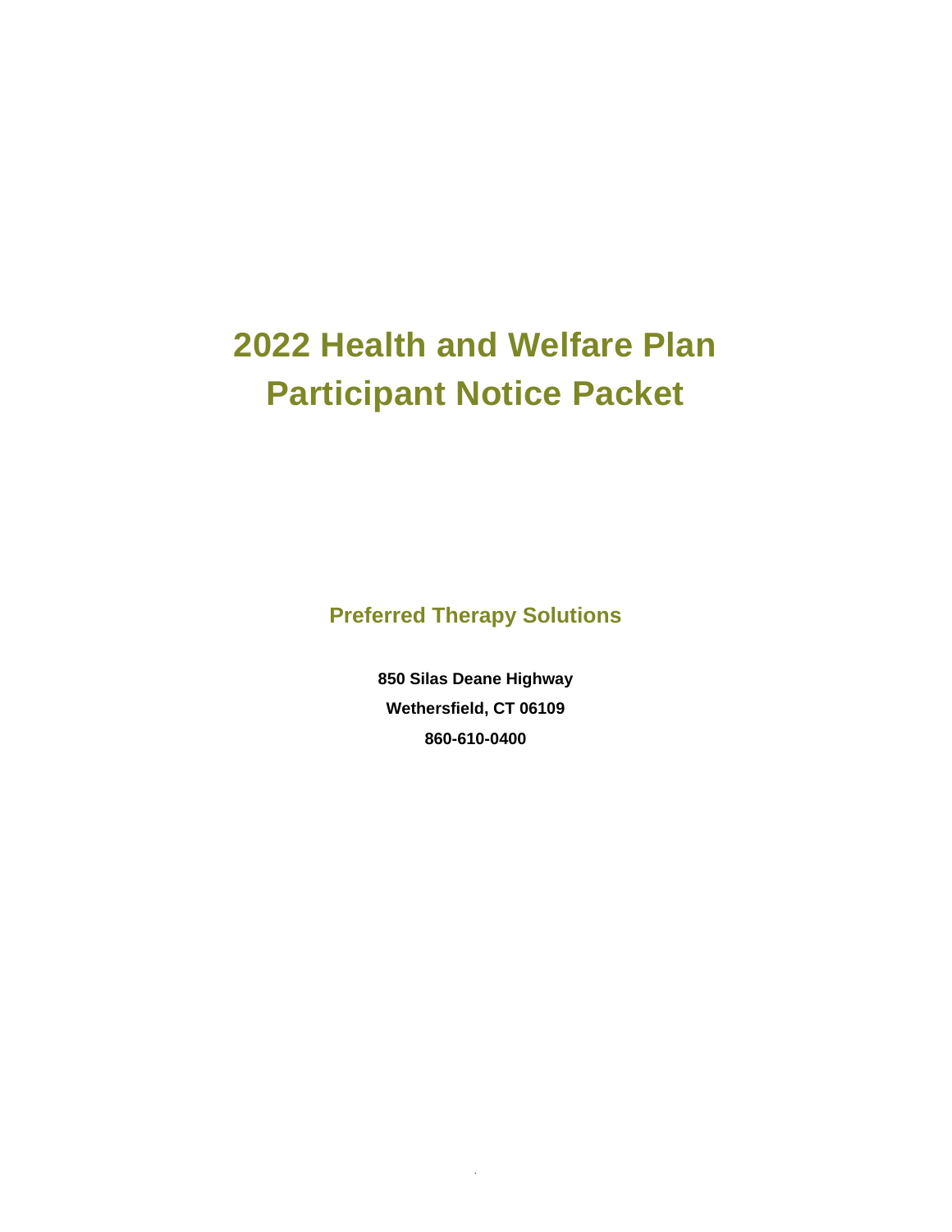# 2022 Health and Welfare Plan Participant Notice Packet

## Preferred Therapy Solutions

**850 Silas Deane Highway**

**Wethersfield, CT 06109**

**860-610-0400**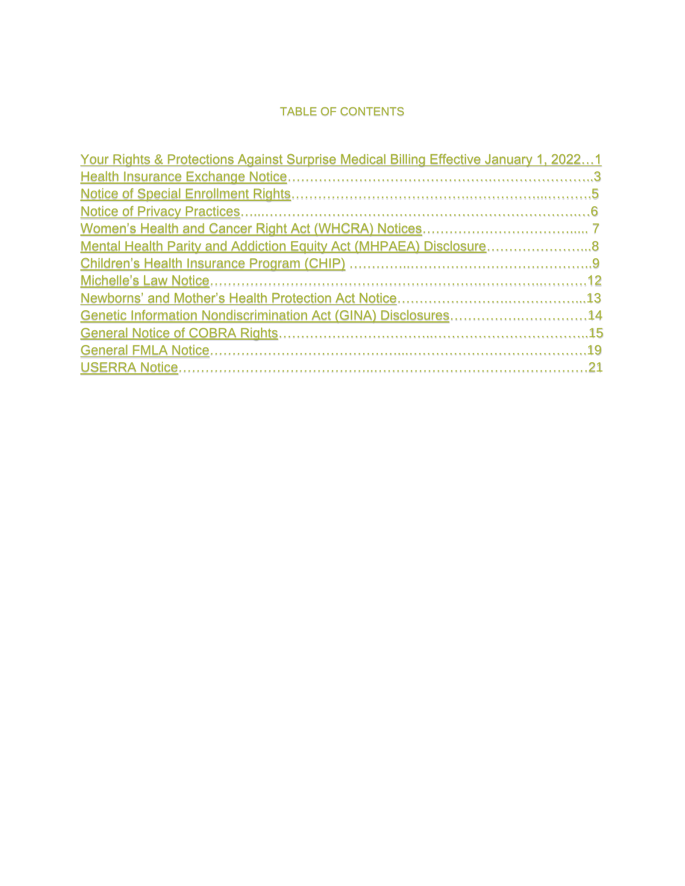# TABLE OF CONTENTS

Your Rights & Protections Against Surprise Medical Billing Effective January 1, 2022…1
Health Insurance Exchange Notice……………………………………………………………..3
Notice of Special Enrollment Rights…………………………………………………………5
Notice of Privacy Practices…………………………………………………………………6
Women's Health and Cancer Right Act (WHCRA) Notices………………………………... 7
Mental Health Parity and Addiction Equity Act (MHPAEA) Disclosure…………………...8
Children's Health Insurance Program (CHIP) …………………………………………..9
Michelle's Law Notice……………………………………………………………………12
Newborns' and Mother's Health Protection Act Notice……………………………...13
Genetic Information Nondiscrimination Act (GINA) Disclosures…………………………14
General Notice of COBRA Rights……………………………………………………………..15
General FMLA Notice……………………………………………………………………19
USERRA Notice……………………………………………………………………………21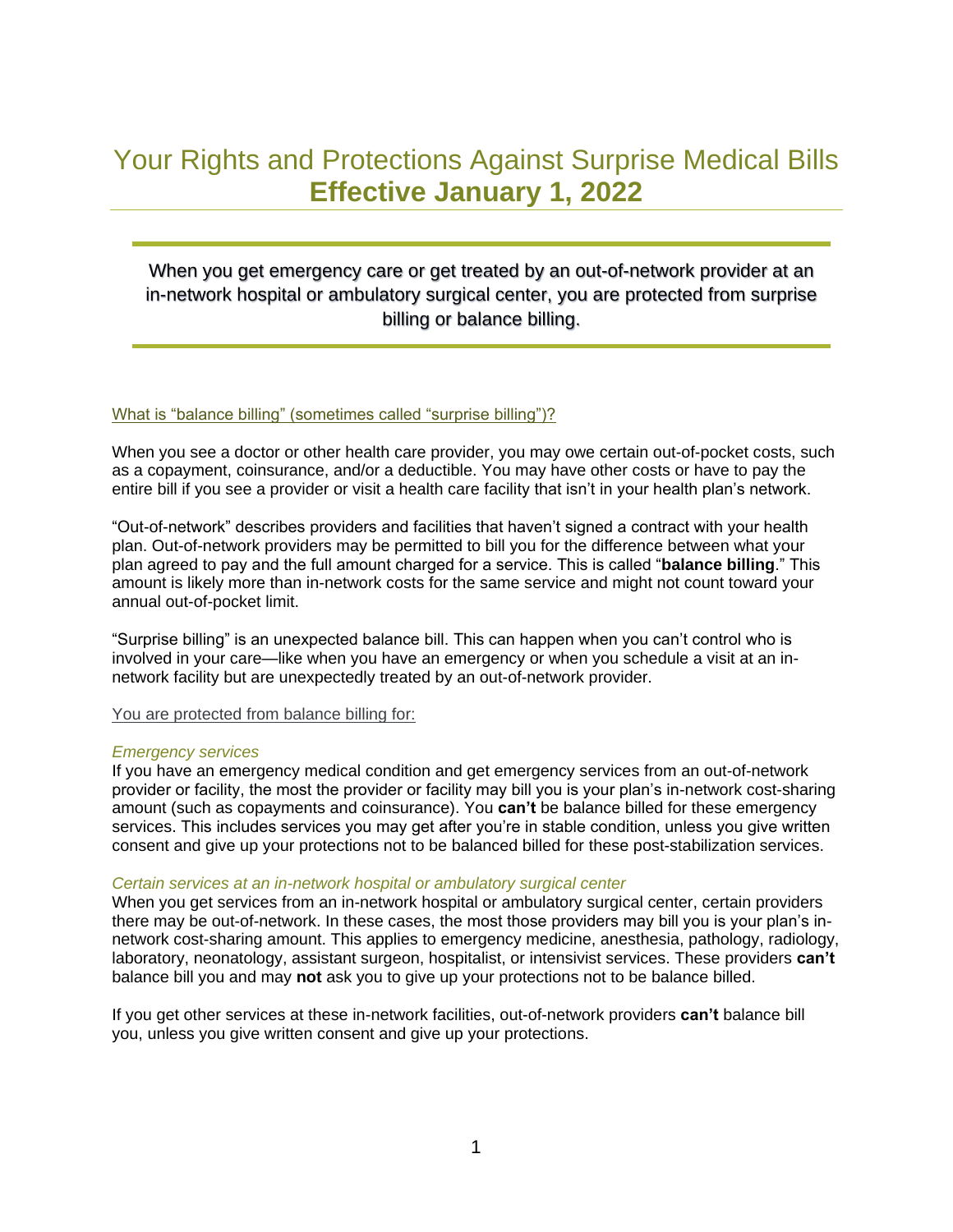# Your Rights and Protections Against Surprise Medical Bills
## **Effective January 1, 2022**

When you get emergency care or get treated by an out-of-network provider at an in-network hospital or ambulatory surgical center, you are protected from surprise billing or balance billing.

### What is "balance billing" (sometimes called "surprise billing")?

When you see a doctor or other health care provider, you may owe certain out-of-pocket costs, such as a copayment, coinsurance, and/or a deductible. You may have other costs or have to pay the entire bill if you see a provider or visit a health care facility that isn't in your health plan's network.

"Out-of-network" describes providers and facilities that haven't signed a contract with your health plan. Out-of-network providers may be permitted to bill you for the difference between what your plan agreed to pay and the full amount charged for a service. This is called "**balance billing**." This amount is likely more than in-network costs for the same service and might not count toward your annual out-of-pocket limit.

"Surprise billing" is an unexpected balance bill. This can happen when you can't control who is involved in your care—like when you have an emergency or when you schedule a visit at an in-network facility but are unexpectedly treated by an out-of-network provider.

### You are protected from balance billing for:

*Emergency services*
If you have an emergency medical condition and get emergency services from an out-of-network provider or facility, the most the provider or facility may bill you is your plan's in-network cost-sharing amount (such as copayments and coinsurance). You **can't** be balance billed for these emergency services. This includes services you may get after you're in stable condition, unless you give written consent and give up your protections not to be balanced billed for these post-stabilization services.

*Certain services at an in-network hospital or ambulatory surgical center*
When you get services from an in-network hospital or ambulatory surgical center, certain providers there may be out-of-network. In these cases, the most those providers may bill you is your plan's in-network cost-sharing amount. This applies to emergency medicine, anesthesia, pathology, radiology, laboratory, neonatology, assistant surgeon, hospitalist, or intensivist services. These providers **can't** balance bill you and may **not** ask you to give up your protections not to be balance billed.

If you get other services at these in-network facilities, out-of-network providers **can't** balance bill you, unless you give written consent and give up your protections.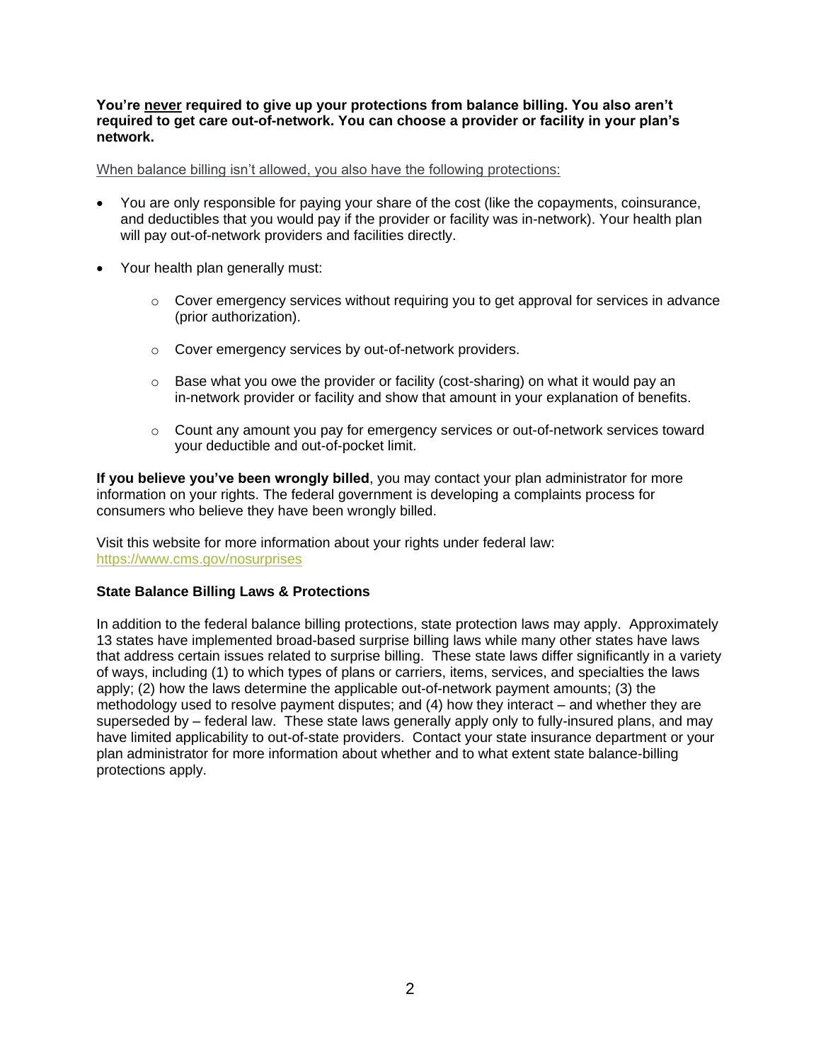**You're <u>never</u> required to give up your protections from balance billing. You also aren't required to get care out-of-network. You can choose a provider or facility in your plan's network.**

<u>When balance billing isn't allowed, you also have the following protections:</u>

- You are only responsible for paying your share of the cost (like the copayments, coinsurance, and deductibles that you would pay if the provider or facility was in-network). Your health plan will pay out-of-network providers and facilities directly.
- Your health plan generally must:
  - Cover emergency services without requiring you to get approval for services in advance (prior authorization).
  - Cover emergency services by out-of-network providers.
  - Base what you owe the provider or facility (cost-sharing) on what it would pay an in-network provider or facility and show that amount in your explanation of benefits.
  - Count any amount you pay for emergency services or out-of-network services toward your deductible and out-of-pocket limit.

**If you believe you've been wrongly billed**, you may contact your plan administrator for more information on your rights. The federal government is developing a complaints process for consumers who believe they have been wrongly billed.

Visit this website for more information about your rights under federal law: https://www.cms.gov/nosurprises

**State Balance Billing Laws & Protections**

In addition to the federal balance billing protections, state protection laws may apply. Approximately 13 states have implemented broad-based surprise billing laws while many other states have laws that address certain issues related to surprise billing. These state laws differ significantly in a variety of ways, including (1) to which types of plans or carriers, items, services, and specialties the laws apply; (2) how the laws determine the applicable out-of-network payment amounts; (3) the methodology used to resolve payment disputes; and (4) how they interact – and whether they are superseded by – federal law. These state laws generally apply only to fully-insured plans, and may have limited applicability to out-of-state providers. Contact your state insurance department or your plan administrator for more information about whether and to what extent state balance-billing protections apply.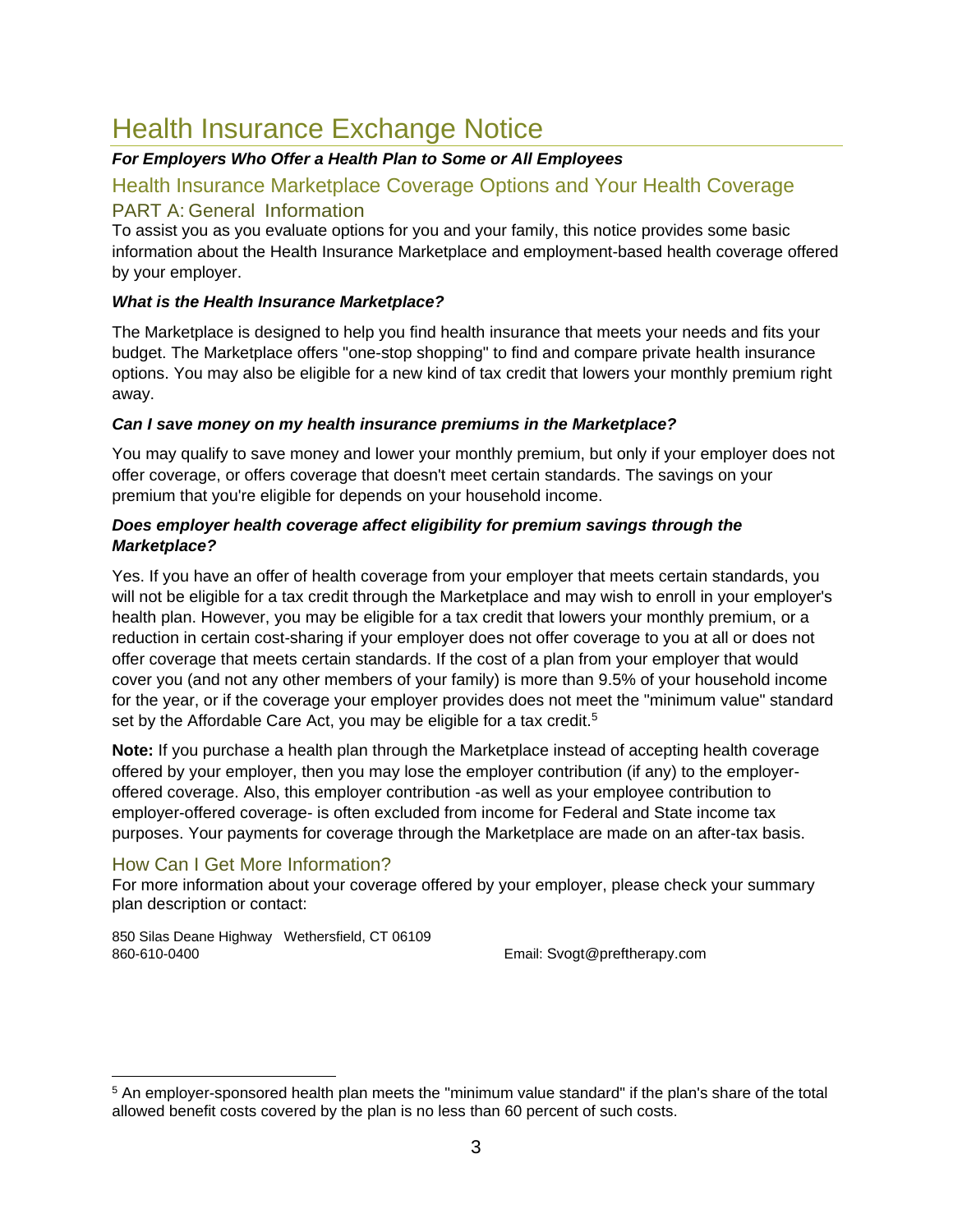# Health Insurance Exchange Notice

***For Employers Who Offer a Health Plan to Some or All Employees***

## Health Insurance Marketplace Coverage Options and Your Health Coverage

### PART A: General Information

To assist you as you evaluate options for you and your family, this notice provides some basic information about the Health Insurance Marketplace and employment-based health coverage offered by your employer.

***What is the Health Insurance Marketplace?***

The Marketplace is designed to help you find health insurance that meets your needs and fits your budget. The Marketplace offers "one-stop shopping" to find and compare private health insurance options. You may also be eligible for a new kind of tax credit that lowers your monthly premium right away.

***Can I save money on my health insurance premiums in the Marketplace?***

You may qualify to save money and lower your monthly premium, but only if your employer does not offer coverage, or offers coverage that doesn't meet certain standards. The savings on your premium that you're eligible for depends on your household income.

***Does employer health coverage affect eligibility for premium savings through the Marketplace?***

Yes. If you have an offer of health coverage from your employer that meets certain standards, you will not be eligible for a tax credit through the Marketplace and may wish to enroll in your employer's health plan. However, you may be eligible for a tax credit that lowers your monthly premium, or a reduction in certain cost-sharing if your employer does not offer coverage to you at all or does not offer coverage that meets certain standards. If the cost of a plan from your employer that would cover you (and not any other members of your family) is more than 9.5% of your household income for the year, or if the coverage your employer provides does not meet the "minimum value" standard set by the Affordable Care Act, you may be eligible for a tax credit.[5]

**Note:** If you purchase a health plan through the Marketplace instead of accepting health coverage offered by your employer, then you may lose the employer contribution (if any) to the employer-offered coverage. Also, this employer contribution -as well as your employee contribution to employer-offered coverage- is often excluded from income for Federal and State income tax purposes. Your payments for coverage through the Marketplace are made on an after-tax basis.

### How Can I Get More Information?

For more information about your coverage offered by your employer, please check your summary plan description or contact:

850 Silas Deane Highway Wethersfield, CT 06109
860-610-0400

Email: Svogt@preftherapy.com

---

[5] An employer-sponsored health plan meets the "minimum value standard" if the plan's share of the total allowed benefit costs covered by the plan is no less than 60 percent of such costs.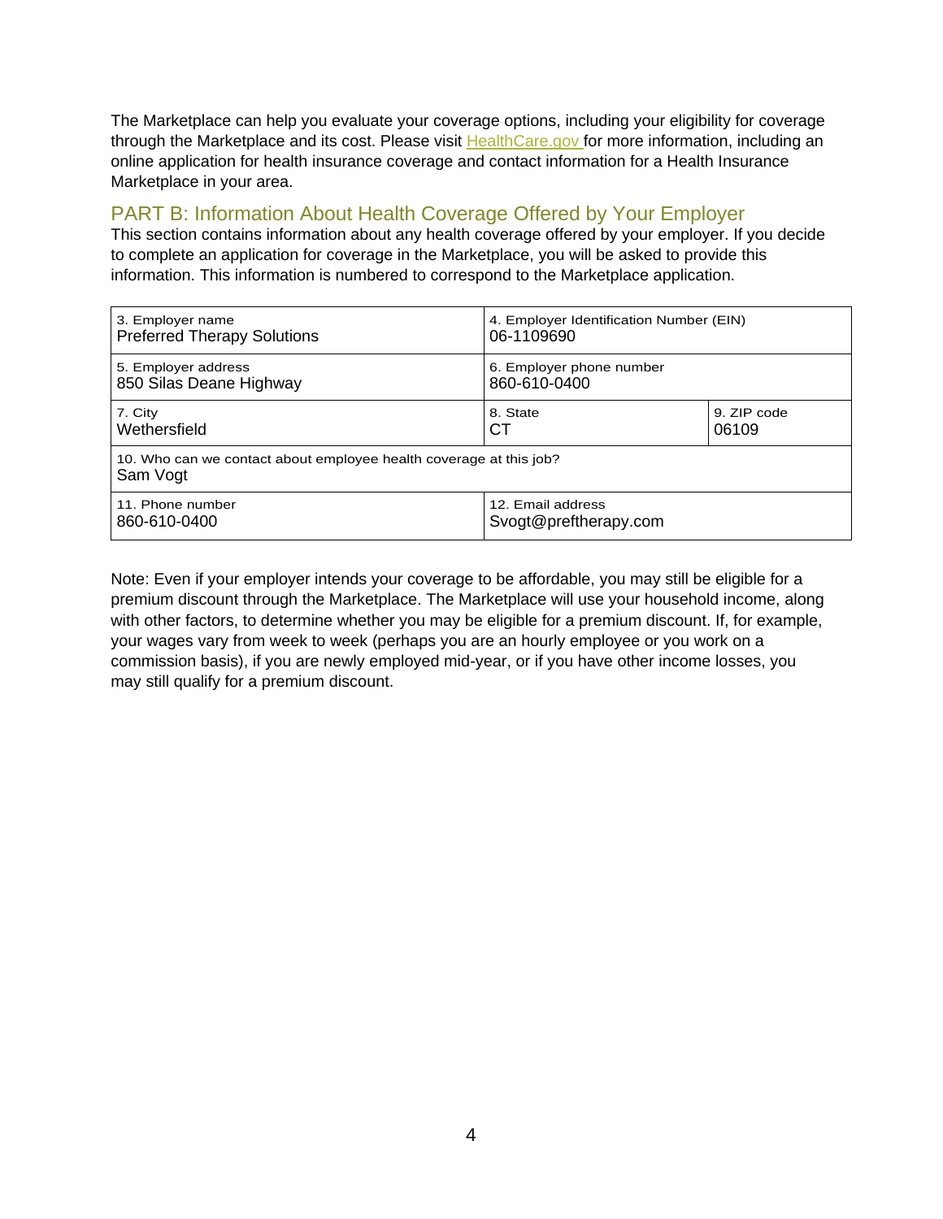The Marketplace can help you evaluate your coverage options, including your eligibility for coverage through the Marketplace and its cost. Please visit [HealthCare.gov](HealthCare.gov) for more information, including an online application for health insurance coverage and contact information for a Health Insurance Marketplace in your area.

## PART B: Information About Health Coverage Offered by Your Employer

This section contains information about any health coverage offered by your employer. If you decide to complete an application for coverage in the Marketplace, you will be asked to provide this information. This information is numbered to correspond to the Marketplace application.

| 3. Employer name<br>Preferred Therapy Solutions | 4. Employer Identification Number (EIN)<br>06-1109690 | |
|---|---|---|
| 5. Employer address<br>850 Silas Deane Highway | 6. Employer phone number<br>860-610-0400 | |
| 7. City<br>Wethersfield | 8. State<br>CT | 9. ZIP code<br>06109 |
| 10. Who can we contact about employee health coverage at this job?<br>Sam Vogt | | |
| 11. Phone number<br>860-610-0400 | 12. Email address<br>Svogt@preftherapy.com | |

Note: Even if your employer intends your coverage to be affordable, you may still be eligible for a premium discount through the Marketplace. The Marketplace will use your household income, along with other factors, to determine whether you may be eligible for a premium discount. If, for example, your wages vary from week to week (perhaps you are an hourly employee or you work on a commission basis), if you are newly employed mid-year, or if you have other income losses, you may still qualify for a premium discount.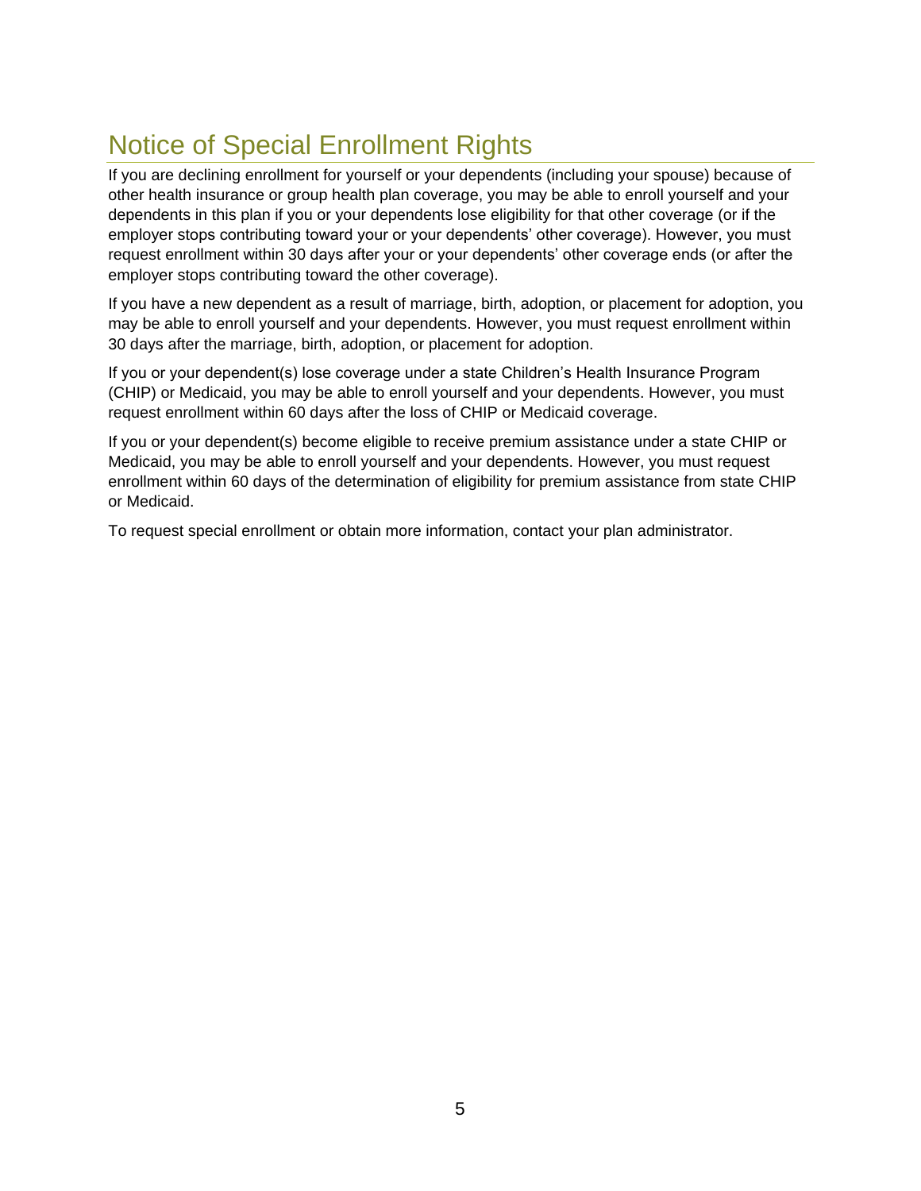# Notice of Special Enrollment Rights

If you are declining enrollment for yourself or your dependents (including your spouse) because of other health insurance or group health plan coverage, you may be able to enroll yourself and your dependents in this plan if you or your dependents lose eligibility for that other coverage (or if the employer stops contributing toward your or your dependents' other coverage). However, you must request enrollment within 30 days after your or your dependents' other coverage ends (or after the employer stops contributing toward the other coverage).

If you have a new dependent as a result of marriage, birth, adoption, or placement for adoption, you may be able to enroll yourself and your dependents. However, you must request enrollment within 30 days after the marriage, birth, adoption, or placement for adoption.

If you or your dependent(s) lose coverage under a state Children's Health Insurance Program (CHIP) or Medicaid, you may be able to enroll yourself and your dependents. However, you must request enrollment within 60 days after the loss of CHIP or Medicaid coverage.

If you or your dependent(s) become eligible to receive premium assistance under a state CHIP or Medicaid, you may be able to enroll yourself and your dependents. However, you must request enrollment within 60 days of the determination of eligibility for premium assistance from state CHIP or Medicaid.

To request special enrollment or obtain more information, contact your plan administrator.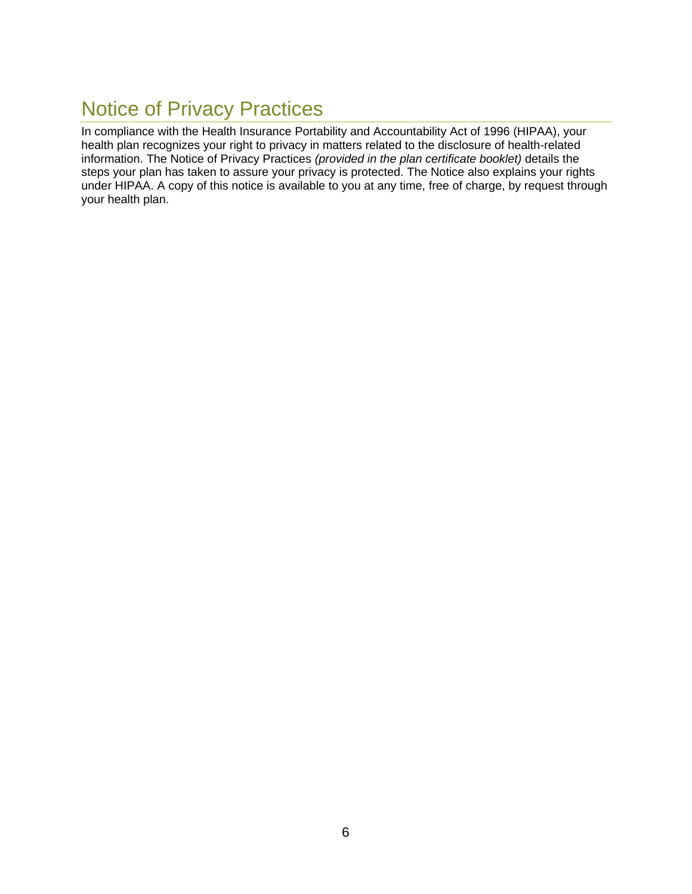# Notice of Privacy Practices

In compliance with the Health Insurance Portability and Accountability Act of 1996 (HIPAA), your health plan recognizes your right to privacy in matters related to the disclosure of health-related information. The Notice of Privacy Practices *(provided in the plan certificate booklet)* details the steps your plan has taken to assure your privacy is protected. The Notice also explains your rights under HIPAA. A copy of this notice is available to you at any time, free of charge, by request through your health plan.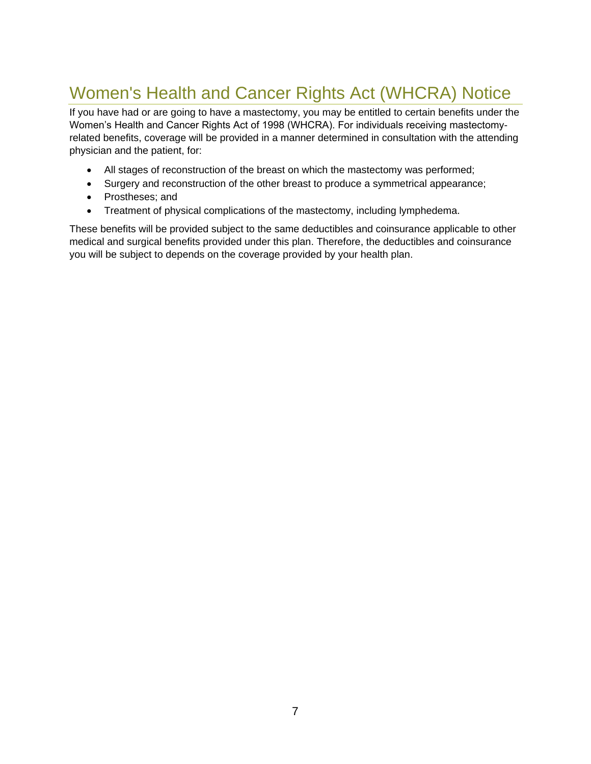# Women's Health and Cancer Rights Act (WHCRA) Notice

If you have had or are going to have a mastectomy, you may be entitled to certain benefits under the Women's Health and Cancer Rights Act of 1998 (WHCRA). For individuals receiving mastectomy-related benefits, coverage will be provided in a manner determined in consultation with the attending physician and the patient, for:

- All stages of reconstruction of the breast on which the mastectomy was performed;
- Surgery and reconstruction of the other breast to produce a symmetrical appearance;
- Prostheses; and
- Treatment of physical complications of the mastectomy, including lymphedema.

These benefits will be provided subject to the same deductibles and coinsurance applicable to other medical and surgical benefits provided under this plan. Therefore, the deductibles and coinsurance you will be subject to depends on the coverage provided by your health plan.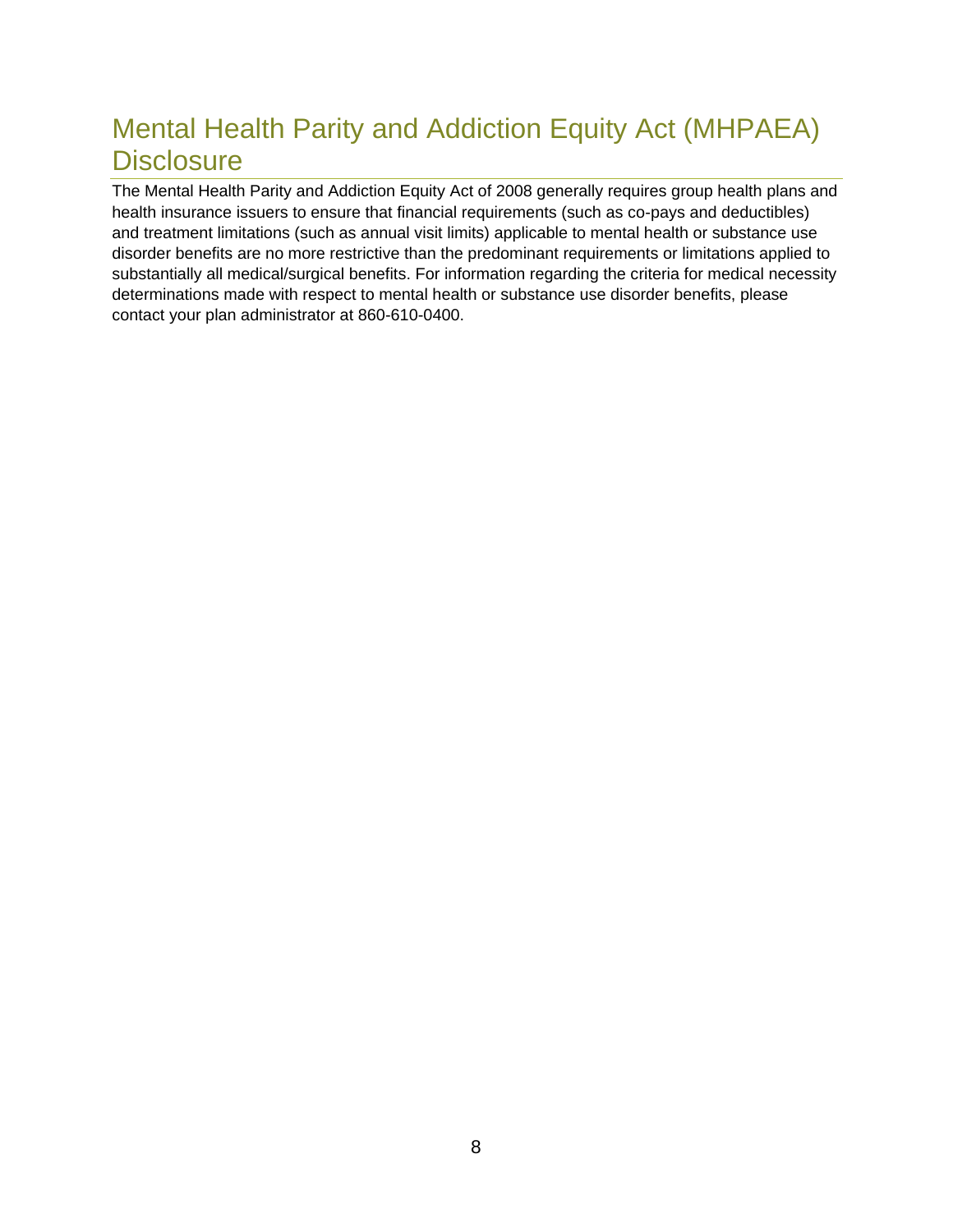# Mental Health Parity and Addiction Equity Act (MHPAEA) Disclosure

The Mental Health Parity and Addiction Equity Act of 2008 generally requires group health plans and health insurance issuers to ensure that financial requirements (such as co-pays and deductibles) and treatment limitations (such as annual visit limits) applicable to mental health or substance use disorder benefits are no more restrictive than the predominant requirements or limitations applied to substantially all medical/surgical benefits. For information regarding the criteria for medical necessity determinations made with respect to mental health or substance use disorder benefits, please contact your plan administrator at 860-610-0400.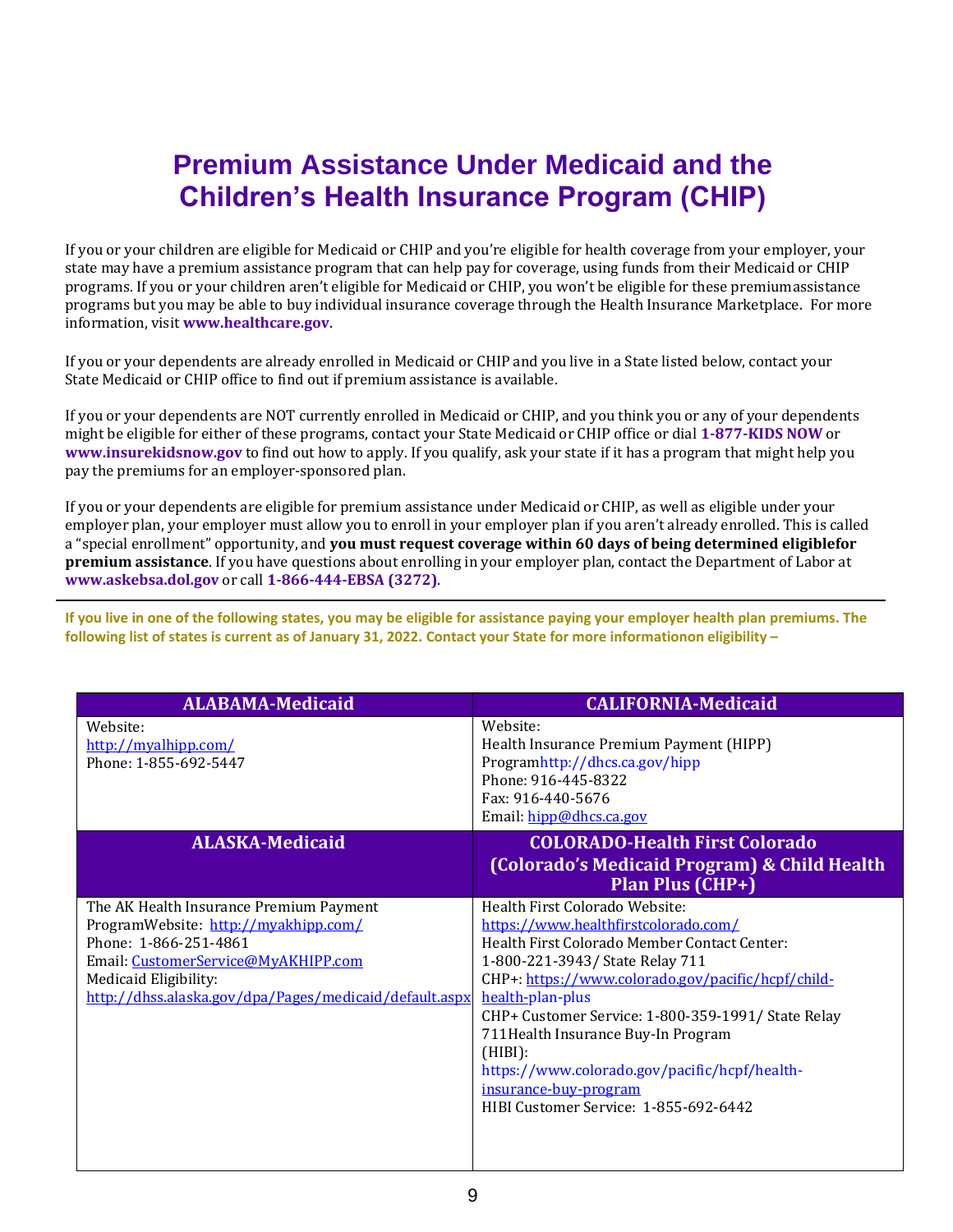# Premium Assistance Under Medicaid and the Children's Health Insurance Program (CHIP)

If you or your children are eligible for Medicaid or CHIP and you're eligible for health coverage from your employer, your state may have a premium assistance program that can help pay for coverage, using funds from their Medicaid or CHIP programs. If you or your children aren't eligible for Medicaid or CHIP, you won't be eligible for these premiumassistance programs but you may be able to buy individual insurance coverage through the Health Insurance Marketplace. For more information, visit **www.healthcare.gov**.

If you or your dependents are already enrolled in Medicaid or CHIP and you live in a State listed below, contact your State Medicaid or CHIP office to find out if premium assistance is available.

If you or your dependents are NOT currently enrolled in Medicaid or CHIP, and you think you or any of your dependents might be eligible for either of these programs, contact your State Medicaid or CHIP office or dial **1-877-KIDS NOW** or **www.insurekidsnow.gov** to find out how to apply. If you qualify, ask your state if it has a program that might help you pay the premiums for an employer-sponsored plan.

If you or your dependents are eligible for premium assistance under Medicaid or CHIP, as well as eligible under your employer plan, your employer must allow you to enroll in your employer plan if you aren't already enrolled. This is called a "special enrollment" opportunity, and **you must request coverage within 60 days of being determined eligiblefor premium assistance**. If you have questions about enrolling in your employer plan, contact the Department of Labor at **www.askebsa.dol.gov** or call **1-866-444-EBSA (3272)**.

---

**If you live in one of the following states, you may be eligible for assistance paying your employer health plan premiums. The following list of states is current as of January 31, 2022. Contact your State for more informationon eligibility –**

| ALABAMA-Medicaid | CALIFORNIA-Medicaid |
|---|---|
| Website:<br>http://myalhipp.com/<br>Phone: 1-855-692-5447 | Website:<br>Health Insurance Premium Payment (HIPP) Programhttp://dhcs.ca.gov/hipp<br>Phone: 916-445-8322<br>Fax: 916-440-5676<br>Email: hipp@dhcs.ca.gov |
| **ALASKA-Medicaid** | **COLORADO-Health First Colorado (Colorado's Medicaid Program) & Child Health Plan Plus (CHP+)** |
| The AK Health Insurance Premium Payment ProgramWebsite: http://myakhipp.com/<br>Phone: 1-866-251-4861<br>Email: CustomerService@MyAKHIPP.com<br>Medicaid Eligibility:<br>http://dhss.alaska.gov/dpa/Pages/medicaid/default.aspx | Health First Colorado Website:<br>https://www.healthfirstcolorado.com/<br>Health First Colorado Member Contact Center:<br>1-800-221-3943/ State Relay 711<br>CHP+: https://www.colorado.gov/pacific/hcpf/child-health-plan-plus<br>CHP+ Customer Service: 1-800-359-1991/ State Relay 711Health Insurance Buy-In Program (HIBI):<br>https://www.colorado.gov/pacific/hcpf/health-insurance-buy-program<br>HIBI Customer Service: 1-855-692-6442 |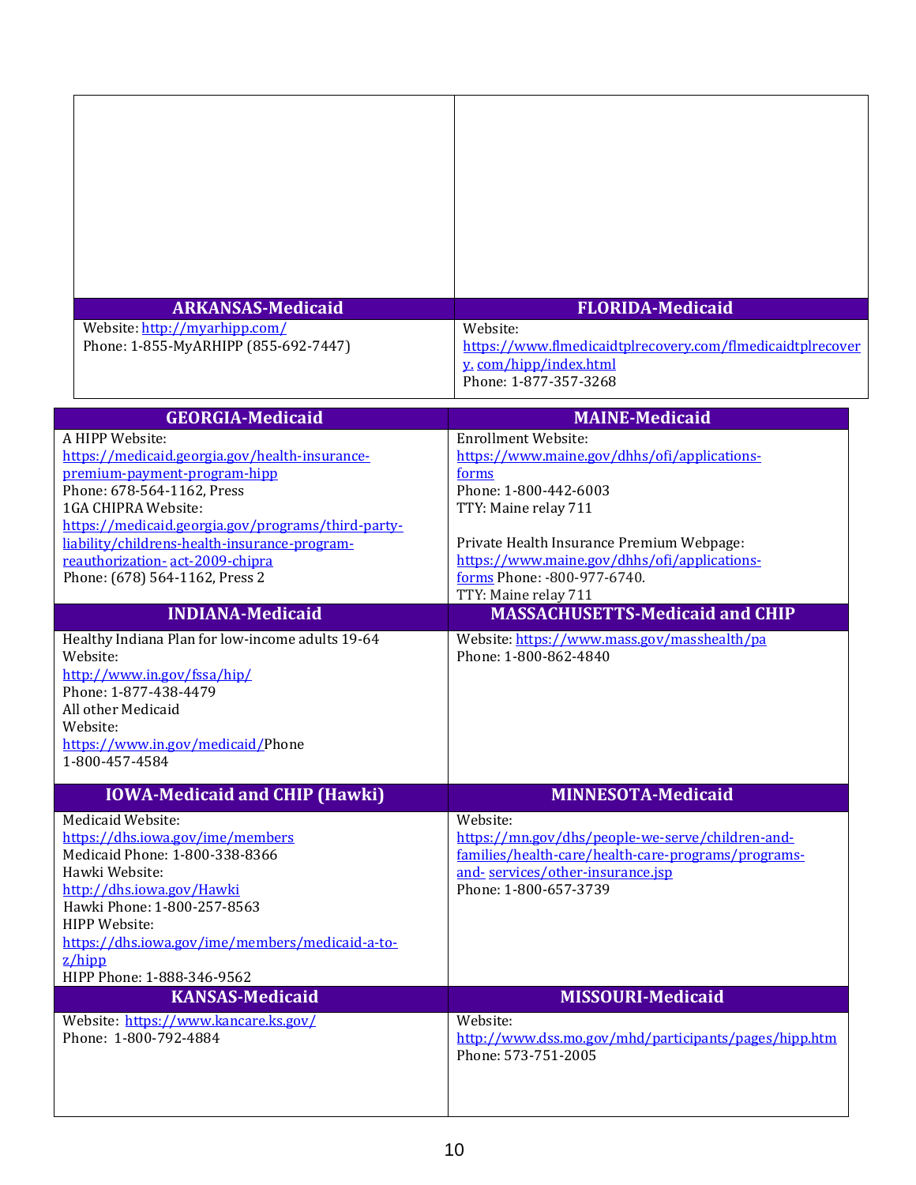| ARKANSAS-Medicaid | FLORIDA-Medicaid |
| --- | --- |
| Website: http://myarhipp.com/<br>Phone: 1-855-MyARHIPP (855-692-7447) | Website:<br>https://www.flmedicaidtplrecovery.com/flmedicaidtplrecovery. com/hipp/index.html<br>Phone: 1-877-357-3268 |

| GEORGIA-Medicaid | MAINE-Medicaid |
| --- | --- |
| A HIPP Website:<br>https://medicaid.georgia.gov/health-insurance-premium-payment-program-hipp<br>Phone: 678-564-1162, Press<br>1GA CHIPRA Website:<br>https://medicaid.georgia.gov/programs/third-party-liability/childrens-health-insurance-program-reauthorization- act-2009-chipra<br>Phone: (678) 564-1162, Press 2 | Enrollment Website:<br>https://www.maine.gov/dhhs/ofi/applications-forms<br>Phone: 1-800-442-6003<br>TTY: Maine relay 711<br><br>Private Health Insurance Premium Webpage:<br>https://www.maine.gov/dhhs/ofi/applications-forms Phone: -800-977-6740.<br>TTY: Maine relay 711 |
| **INDIANA-Medicaid** | **MASSACHUSETTS-Medicaid and CHIP** |
| Healthy Indiana Plan for low-income adults 19-64<br>Website:<br>http://www.in.gov/fssa/hip/<br>Phone: 1-877-438-4479<br>All other Medicaid<br>Website:<br>https://www.in.gov/medicaid/Phone<br>1-800-457-4584 | Website: https://www.mass.gov/masshealth/pa<br>Phone: 1-800-862-4840 |
| **IOWA-Medicaid and CHIP (Hawki)** | **MINNESOTA-Medicaid** |
| Medicaid Website:<br>https://dhs.iowa.gov/ime/members<br>Medicaid Phone: 1-800-338-8366<br>Hawki Website:<br>http://dhs.iowa.gov/Hawki<br>Hawki Phone: 1-800-257-8563<br>HIPP Website:<br>https://dhs.iowa.gov/ime/members/medicaid-a-to-z/hipp<br>HIPP Phone: 1-888-346-9562 | Website:<br>https://mn.gov/dhs/people-we-serve/children-and-families/health-care/health-care-programs/programs-and- services/other-insurance.jsp<br>Phone: 1-800-657-3739 |
| **KANSAS-Medicaid** | **MISSOURI-Medicaid** |
| Website: https://www.kancare.ks.gov/<br>Phone: 1-800-792-4884 | Website:<br>http://www.dss.mo.gov/mhd/participants/pages/hipp.htm<br>Phone: 573-751-2005 |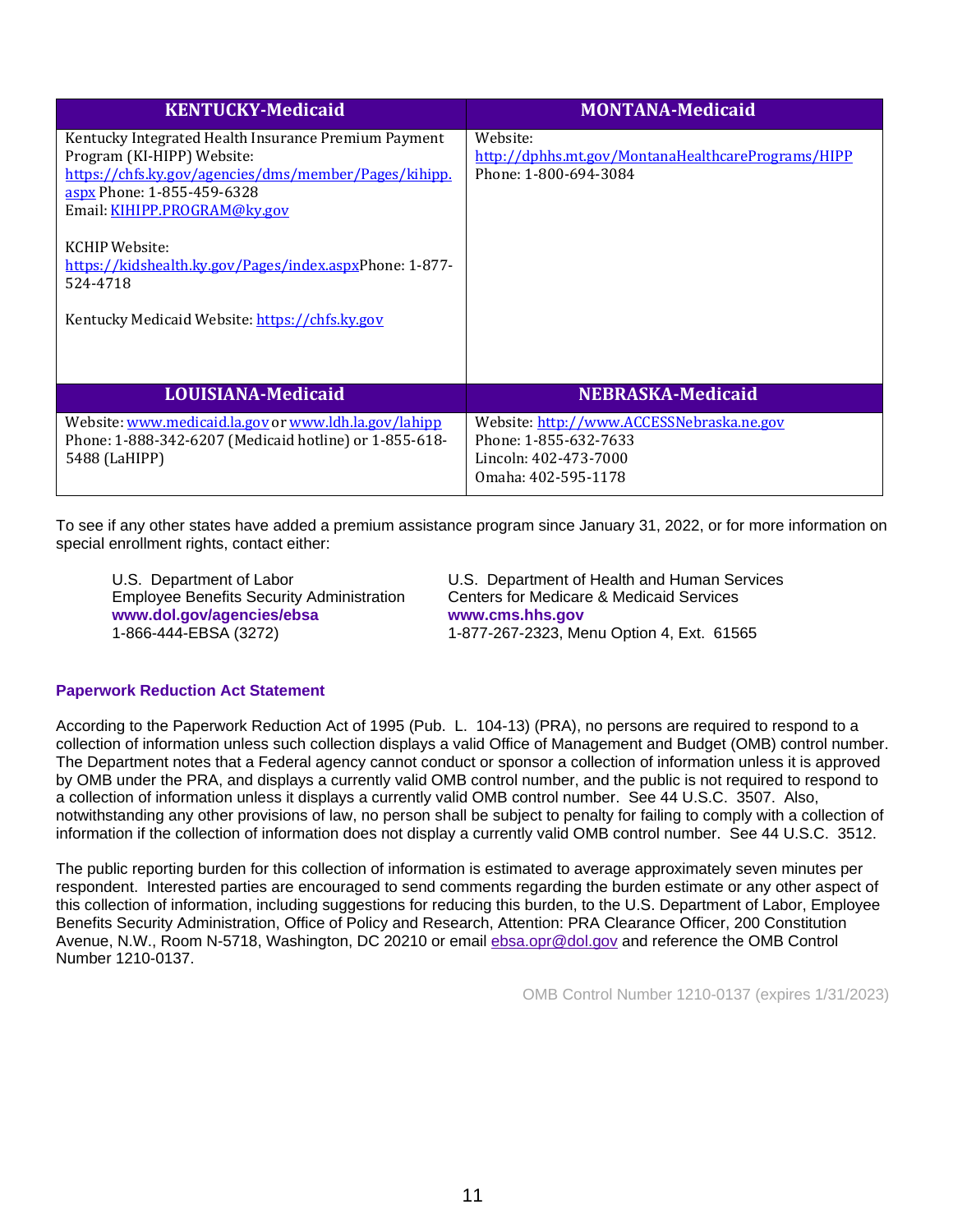| KENTUCKY-Medicaid | MONTANA-Medicaid |
| --- | --- |
| Kentucky Integrated Health Insurance Premium Payment Program (KI-HIPP) Website: https://chfs.ky.gov/agencies/dms/member/Pages/kihipp.aspx Phone: 1-855-459-6328<br>Email: KIHIPP.PROGRAM@ky.gov<br><br>KCHIP Website: https://kidshealth.ky.gov/Pages/index.aspxPhone: 1-877-524-4718<br><br>Kentucky Medicaid Website: https://chfs.ky.gov | Website: http://dphhs.mt.gov/MontanaHealthcarePrograms/HIPP<br>Phone: 1-800-694-3084 |
| **LOUISIANA-Medicaid** | **NEBRASKA-Medicaid** |
| Website: www.medicaid.la.gov or www.ldh.la.gov/lahipp<br>Phone: 1-888-342-6207 (Medicaid hotline) or 1-855-618-5488 (LaHIPP) | Website: http://www.ACCESSNebraska.ne.gov<br>Phone: 1-855-632-7633<br>Lincoln: 402-473-7000<br>Omaha: 402-595-1178 |

To see if any other states have added a premium assistance program since January 31, 2022, or for more information on special enrollment rights, contact either:

U.S. Department of Labor
Employee Benefits Security Administration
**www.dol.gov/agencies/ebsa**
1-866-444-EBSA (3272)

U.S. Department of Health and Human Services
Centers for Medicare & Medicaid Services
**www.cms.hhs.gov**
1-877-267-2323, Menu Option 4, Ext. 61565

### Paperwork Reduction Act Statement

According to the Paperwork Reduction Act of 1995 (Pub. L. 104-13) (PRA), no persons are required to respond to a collection of information unless such collection displays a valid Office of Management and Budget (OMB) control number. The Department notes that a Federal agency cannot conduct or sponsor a collection of information unless it is approved by OMB under the PRA, and displays a currently valid OMB control number, and the public is not required to respond to a collection of information unless it displays a currently valid OMB control number. See 44 U.S.C. 3507. Also, notwithstanding any other provisions of law, no person shall be subject to penalty for failing to comply with a collection of information if the collection of information does not display a currently valid OMB control number. See 44 U.S.C. 3512.

The public reporting burden for this collection of information is estimated to average approximately seven minutes per respondent. Interested parties are encouraged to send comments regarding the burden estimate or any other aspect of this collection of information, including suggestions for reducing this burden, to the U.S. Department of Labor, Employee Benefits Security Administration, Office of Policy and Research, Attention: PRA Clearance Officer, 200 Constitution Avenue, N.W., Room N-5718, Washington, DC 20210 or email ebsa.opr@dol.gov and reference the OMB Control Number 1210-0137.

OMB Control Number 1210-0137 (expires 1/31/2023)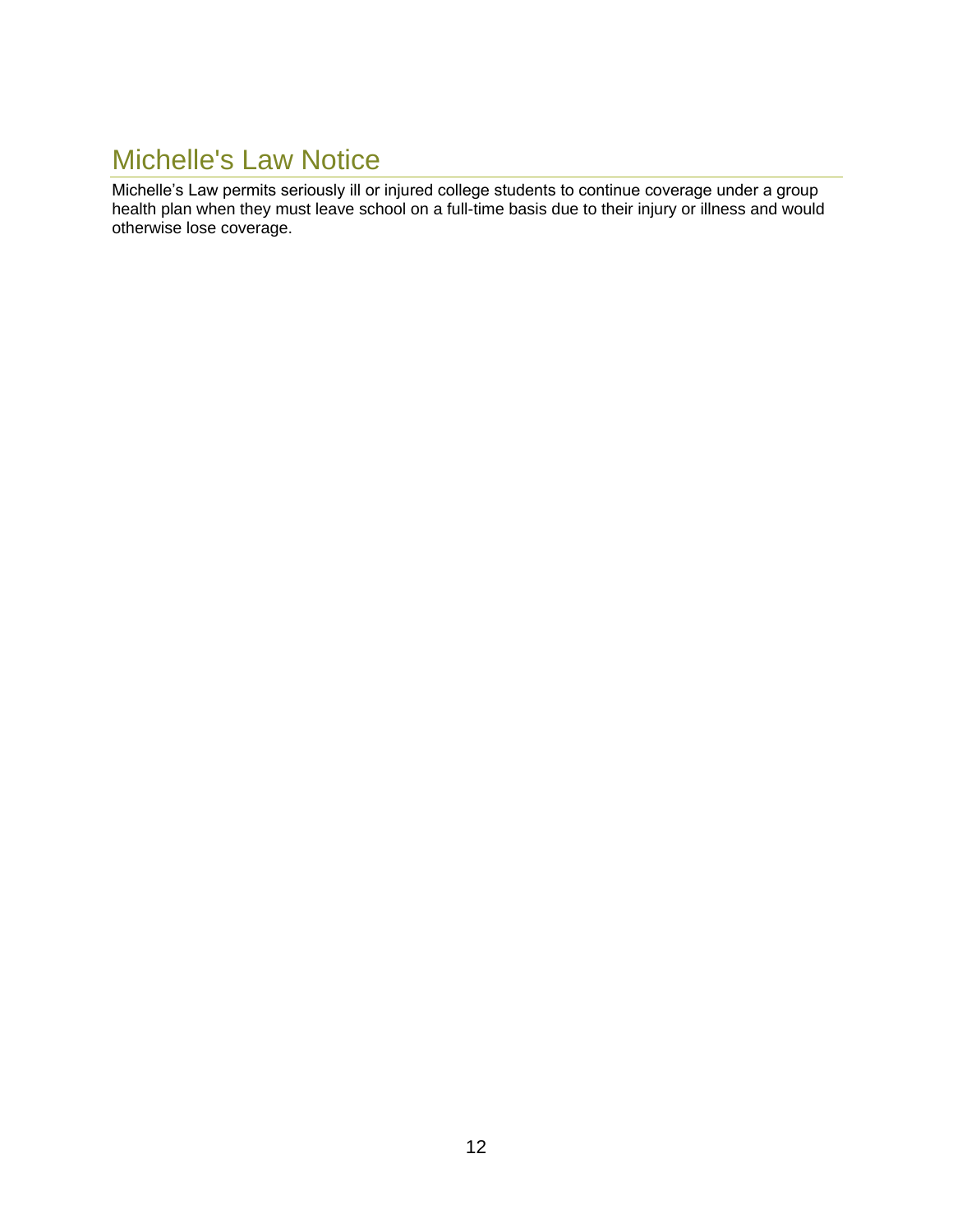# Michelle's Law Notice

Michelle’s Law permits seriously ill or injured college students to continue coverage under a group health plan when they must leave school on a full-time basis due to their injury or illness and would otherwise lose coverage.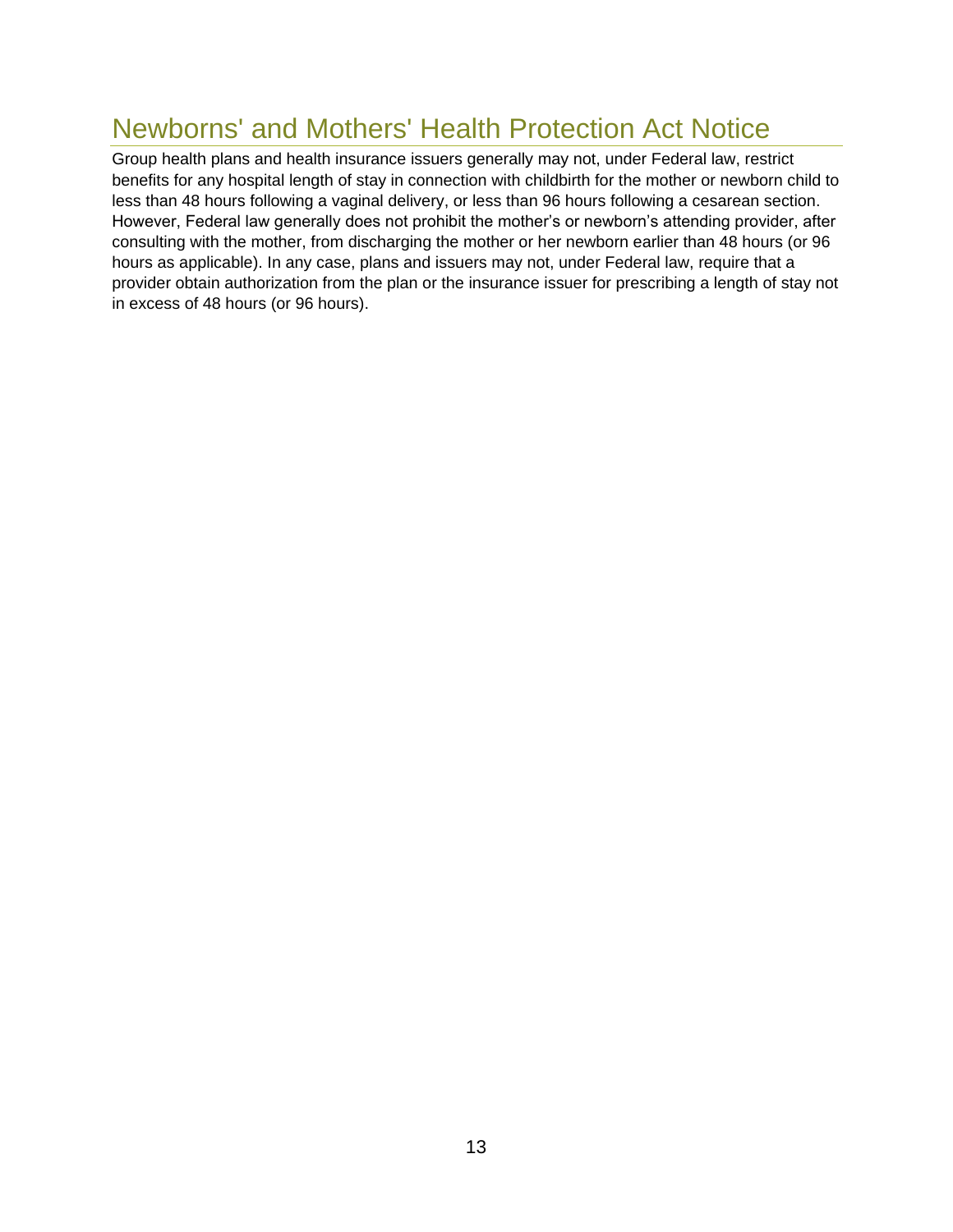## Newborns' and Mothers' Health Protection Act Notice

Group health plans and health insurance issuers generally may not, under Federal law, restrict benefits for any hospital length of stay in connection with childbirth for the mother or newborn child to less than 48 hours following a vaginal delivery, or less than 96 hours following a cesarean section. However, Federal law generally does not prohibit the mother's or newborn's attending provider, after consulting with the mother, from discharging the mother or her newborn earlier than 48 hours (or 96 hours as applicable). In any case, plans and issuers may not, under Federal law, require that a provider obtain authorization from the plan or the insurance issuer for prescribing a length of stay not in excess of 48 hours (or 96 hours).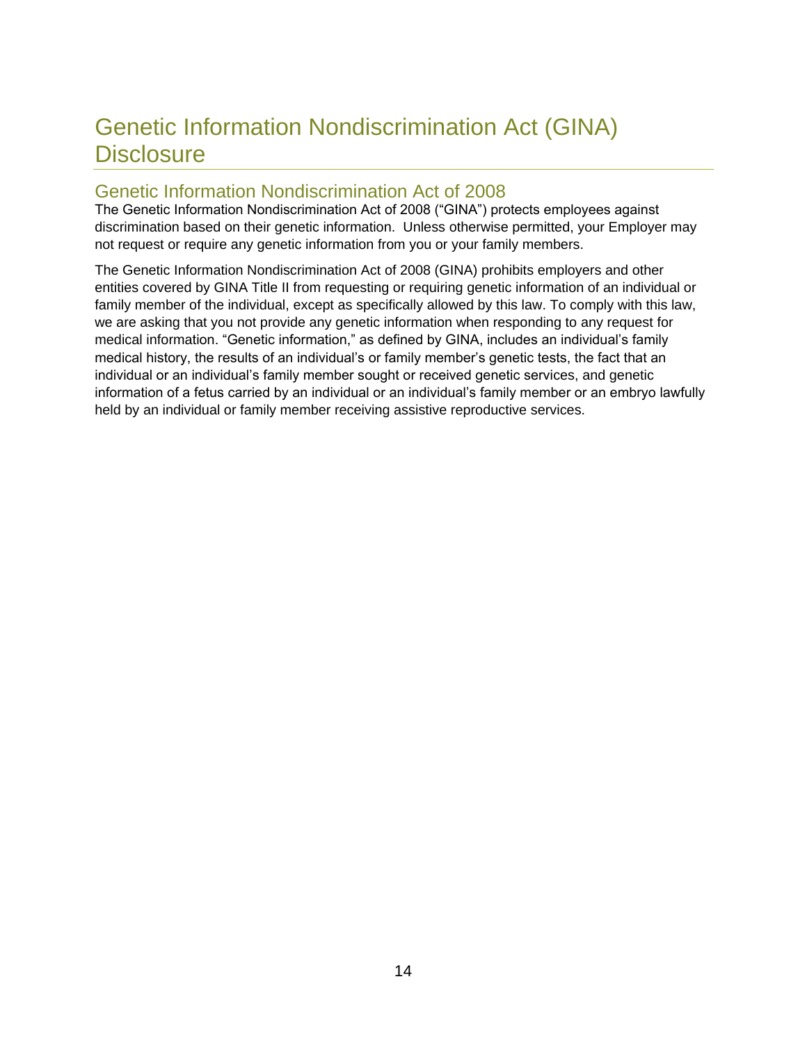# Genetic Information Nondiscrimination Act (GINA) Disclosure

## Genetic Information Nondiscrimination Act of 2008

The Genetic Information Nondiscrimination Act of 2008 ("GINA") protects employees against discrimination based on their genetic information. Unless otherwise permitted, your Employer may not request or require any genetic information from you or your family members.

The Genetic Information Nondiscrimination Act of 2008 (GINA) prohibits employers and other entities covered by GINA Title II from requesting or requiring genetic information of an individual or family member of the individual, except as specifically allowed by this law. To comply with this law, we are asking that you not provide any genetic information when responding to any request for medical information. "Genetic information," as defined by GINA, includes an individual's family medical history, the results of an individual's or family member's genetic tests, the fact that an individual or an individual's family member sought or received genetic services, and genetic information of a fetus carried by an individual or an individual's family member or an embryo lawfully held by an individual or family member receiving assistive reproductive services.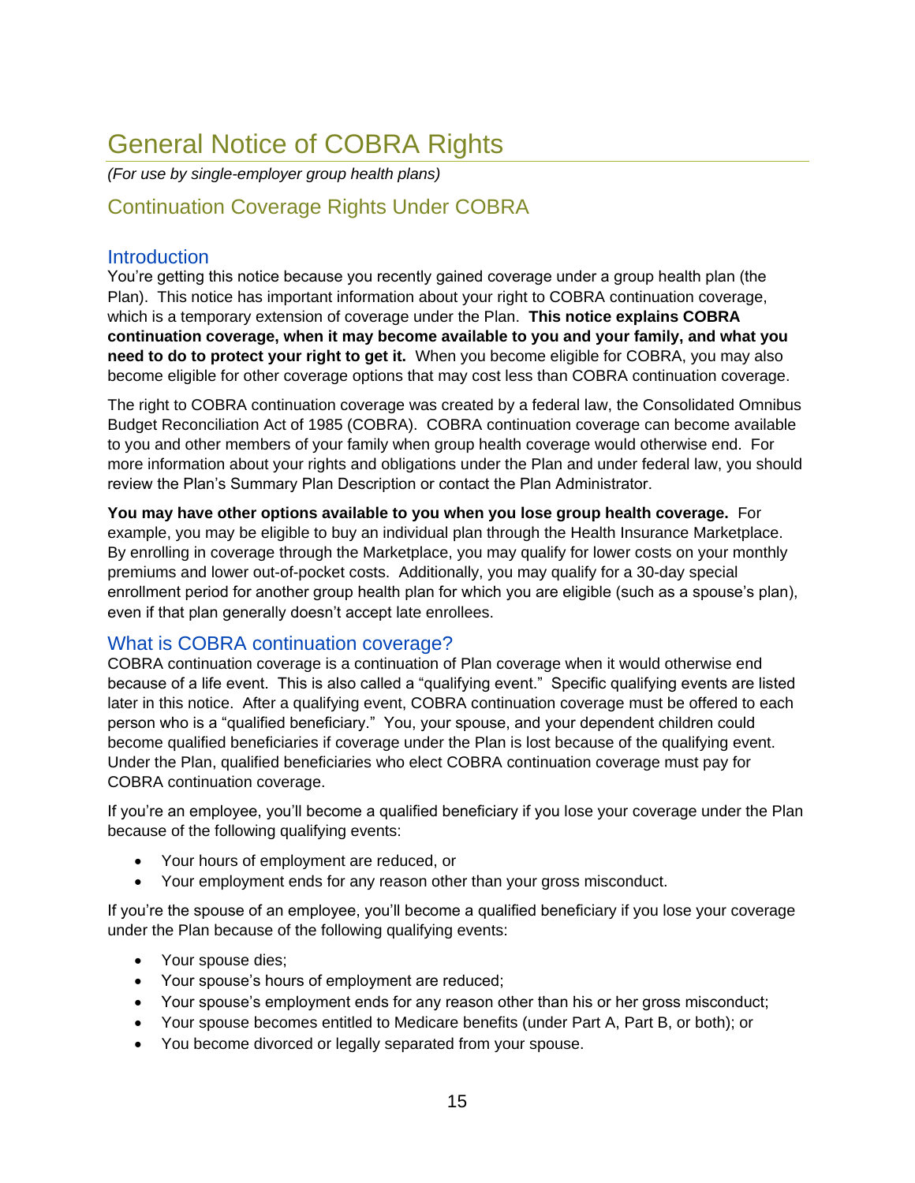# General Notice of COBRA Rights

*(For use by single-employer group health plans)*

## Continuation Coverage Rights Under COBRA

### Introduction

You're getting this notice because you recently gained coverage under a group health plan (the Plan). This notice has important information about your right to COBRA continuation coverage, which is a temporary extension of coverage under the Plan. **This notice explains COBRA continuation coverage, when it may become available to you and your family, and what you need to do to protect your right to get it.** When you become eligible for COBRA, you may also become eligible for other coverage options that may cost less than COBRA continuation coverage.

The right to COBRA continuation coverage was created by a federal law, the Consolidated Omnibus Budget Reconciliation Act of 1985 (COBRA). COBRA continuation coverage can become available to you and other members of your family when group health coverage would otherwise end. For more information about your rights and obligations under the Plan and under federal law, you should review the Plan's Summary Plan Description or contact the Plan Administrator.

**You may have other options available to you when you lose group health coverage.** For example, you may be eligible to buy an individual plan through the Health Insurance Marketplace. By enrolling in coverage through the Marketplace, you may qualify for lower costs on your monthly premiums and lower out-of-pocket costs. Additionally, you may qualify for a 30-day special enrollment period for another group health plan for which you are eligible (such as a spouse's plan), even if that plan generally doesn't accept late enrollees.

### What is COBRA continuation coverage?

COBRA continuation coverage is a continuation of Plan coverage when it would otherwise end because of a life event. This is also called a "qualifying event." Specific qualifying events are listed later in this notice. After a qualifying event, COBRA continuation coverage must be offered to each person who is a "qualified beneficiary." You, your spouse, and your dependent children could become qualified beneficiaries if coverage under the Plan is lost because of the qualifying event. Under the Plan, qualified beneficiaries who elect COBRA continuation coverage must pay for COBRA continuation coverage.

If you're an employee, you'll become a qualified beneficiary if you lose your coverage under the Plan because of the following qualifying events:

- Your hours of employment are reduced, or
- Your employment ends for any reason other than your gross misconduct.

If you're the spouse of an employee, you'll become a qualified beneficiary if you lose your coverage under the Plan because of the following qualifying events:

- Your spouse dies;
- Your spouse's hours of employment are reduced;
- Your spouse's employment ends for any reason other than his or her gross misconduct;
- Your spouse becomes entitled to Medicare benefits (under Part A, Part B, or both); or
- You become divorced or legally separated from your spouse.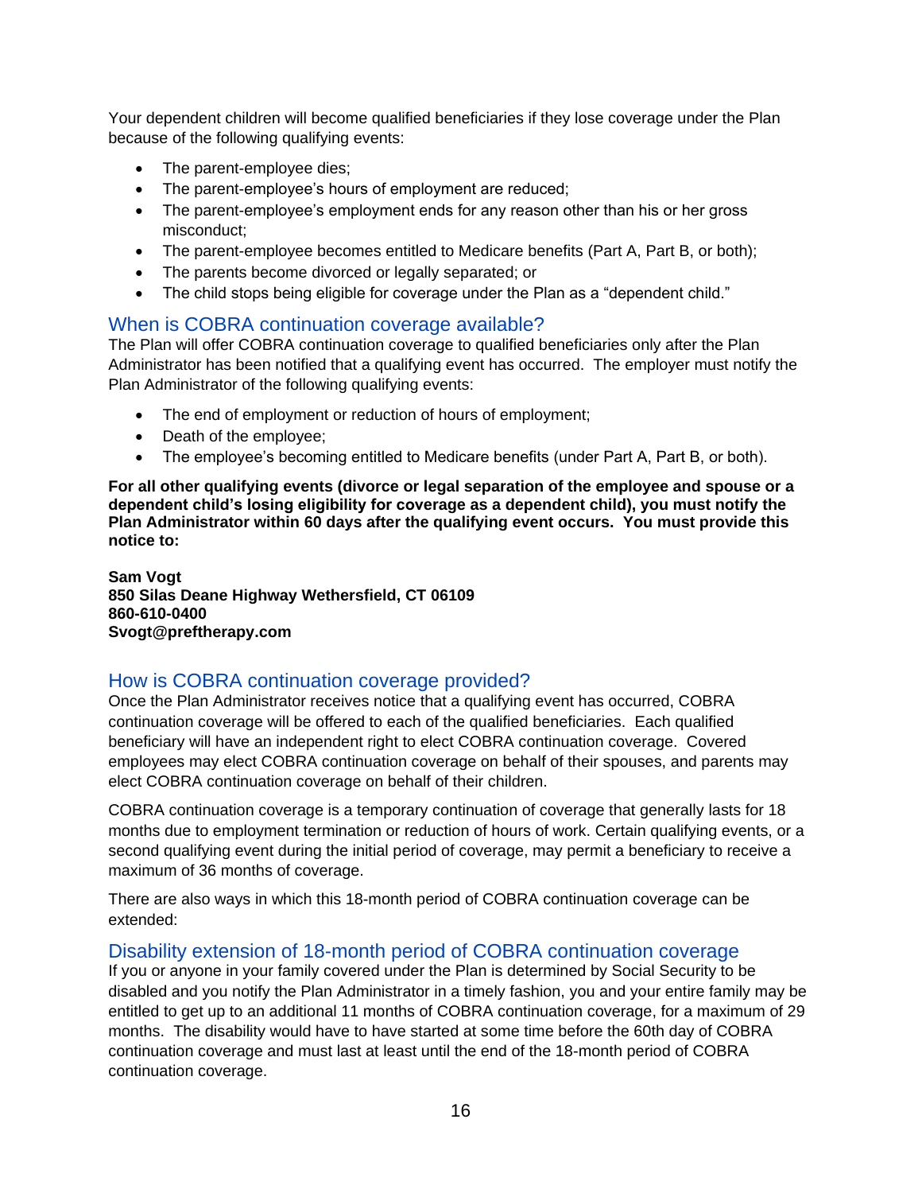Your dependent children will become qualified beneficiaries if they lose coverage under the Plan because of the following qualifying events:

- The parent-employee dies;
- The parent-employee's hours of employment are reduced;
- The parent-employee's employment ends for any reason other than his or her gross misconduct;
- The parent-employee becomes entitled to Medicare benefits (Part A, Part B, or both);
- The parents become divorced or legally separated; or
- The child stops being eligible for coverage under the Plan as a "dependent child."

## When is COBRA continuation coverage available?

The Plan will offer COBRA continuation coverage to qualified beneficiaries only after the Plan Administrator has been notified that a qualifying event has occurred. The employer must notify the Plan Administrator of the following qualifying events:

- The end of employment or reduction of hours of employment;
- Death of the employee;
- The employee's becoming entitled to Medicare benefits (under Part A, Part B, or both).

**For all other qualifying events (divorce or legal separation of the employee and spouse or a dependent child's losing eligibility for coverage as a dependent child), you must notify the Plan Administrator within 60 days after the qualifying event occurs. You must provide this notice to:**

**Sam Vogt**
**850 Silas Deane Highway Wethersfield, CT 06109**
**860-610-0400**
**Svogt@preftherapy.com**

## How is COBRA continuation coverage provided?

Once the Plan Administrator receives notice that a qualifying event has occurred, COBRA continuation coverage will be offered to each of the qualified beneficiaries. Each qualified beneficiary will have an independent right to elect COBRA continuation coverage. Covered employees may elect COBRA continuation coverage on behalf of their spouses, and parents may elect COBRA continuation coverage on behalf of their children.

COBRA continuation coverage is a temporary continuation of coverage that generally lasts for 18 months due to employment termination or reduction of hours of work. Certain qualifying events, or a second qualifying event during the initial period of coverage, may permit a beneficiary to receive a maximum of 36 months of coverage.

There are also ways in which this 18-month period of COBRA continuation coverage can be extended:

## Disability extension of 18-month period of COBRA continuation coverage

If you or anyone in your family covered under the Plan is determined by Social Security to be disabled and you notify the Plan Administrator in a timely fashion, you and your entire family may be entitled to get up to an additional 11 months of COBRA continuation coverage, for a maximum of 29 months. The disability would have to have started at some time before the 60th day of COBRA continuation coverage and must last at least until the end of the 18-month period of COBRA continuation coverage.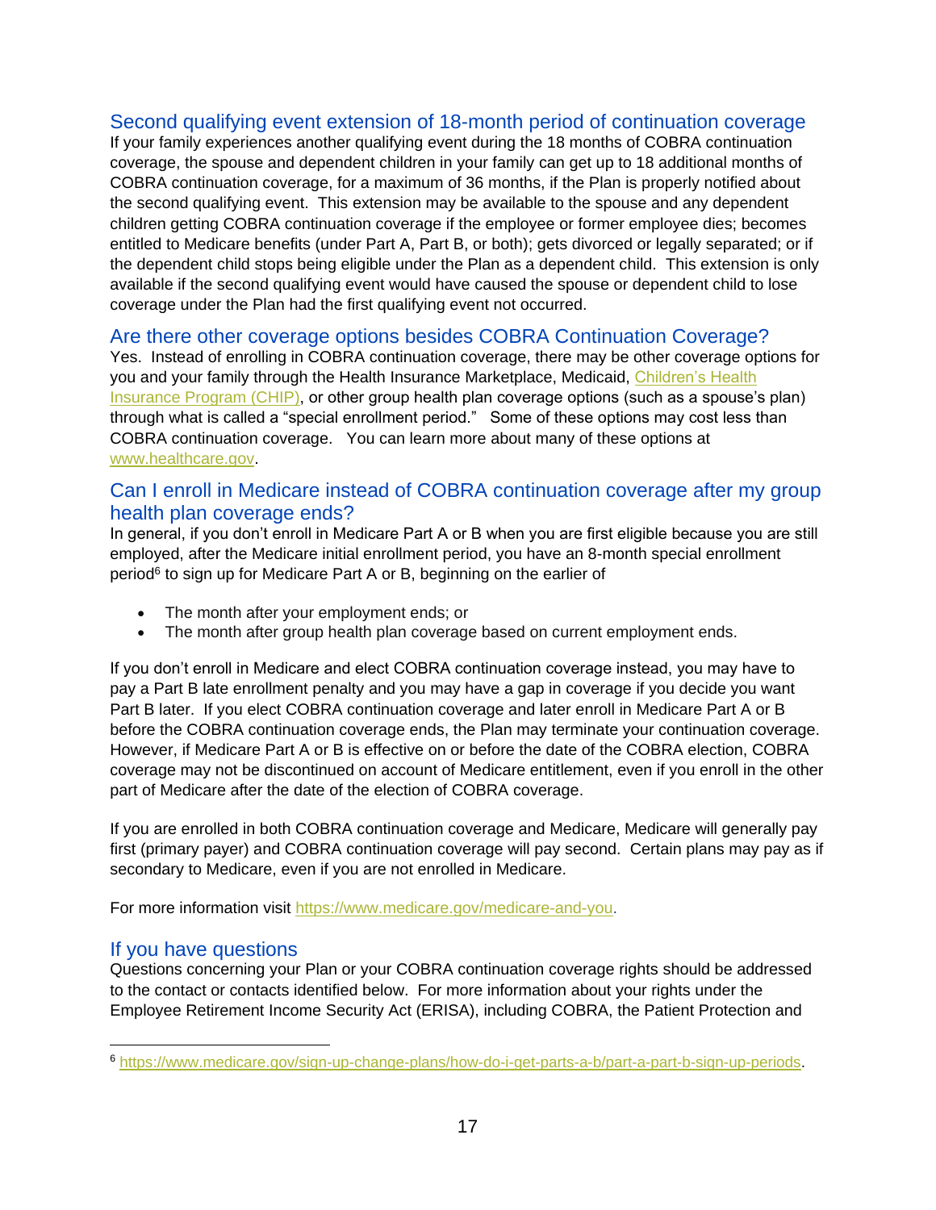## Second qualifying event extension of 18-month period of continuation coverage

If your family experiences another qualifying event during the 18 months of COBRA continuation coverage, the spouse and dependent children in your family can get up to 18 additional months of COBRA continuation coverage, for a maximum of 36 months, if the Plan is properly notified about the second qualifying event. This extension may be available to the spouse and any dependent children getting COBRA continuation coverage if the employee or former employee dies; becomes entitled to Medicare benefits (under Part A, Part B, or both); gets divorced or legally separated; or if the dependent child stops being eligible under the Plan as a dependent child. This extension is only available if the second qualifying event would have caused the spouse or dependent child to lose coverage under the Plan had the first qualifying event not occurred.

## Are there other coverage options besides COBRA Continuation Coverage?

Yes. Instead of enrolling in COBRA continuation coverage, there may be other coverage options for you and your family through the Health Insurance Marketplace, Medicaid, Children's Health Insurance Program (CHIP), or other group health plan coverage options (such as a spouse's plan) through what is called a "special enrollment period." Some of these options may cost less than COBRA continuation coverage. You can learn more about many of these options at www.healthcare.gov.

## Can I enroll in Medicare instead of COBRA continuation coverage after my group health plan coverage ends?

In general, if you don't enroll in Medicare Part A or B when you are first eligible because you are still employed, after the Medicare initial enrollment period, you have an 8-month special enrollment period[6] to sign up for Medicare Part A or B, beginning on the earlier of

- The month after your employment ends; or
- The month after group health plan coverage based on current employment ends.

If you don't enroll in Medicare and elect COBRA continuation coverage instead, you may have to pay a Part B late enrollment penalty and you may have a gap in coverage if you decide you want Part B later. If you elect COBRA continuation coverage and later enroll in Medicare Part A or B before the COBRA continuation coverage ends, the Plan may terminate your continuation coverage. However, if Medicare Part A or B is effective on or before the date of the COBRA election, COBRA coverage may not be discontinued on account of Medicare entitlement, even if you enroll in the other part of Medicare after the date of the election of COBRA coverage.

If you are enrolled in both COBRA continuation coverage and Medicare, Medicare will generally pay first (primary payer) and COBRA continuation coverage will pay second. Certain plans may pay as if secondary to Medicare, even if you are not enrolled in Medicare.

For more information visit https://www.medicare.gov/medicare-and-you.

## If you have questions

Questions concerning your Plan or your COBRA continuation coverage rights should be addressed to the contact or contacts identified below. For more information about your rights under the Employee Retirement Income Security Act (ERISA), including COBRA, the Patient Protection and

[6] https://www.medicare.gov/sign-up-change-plans/how-do-i-get-parts-a-b/part-a-part-b-sign-up-periods.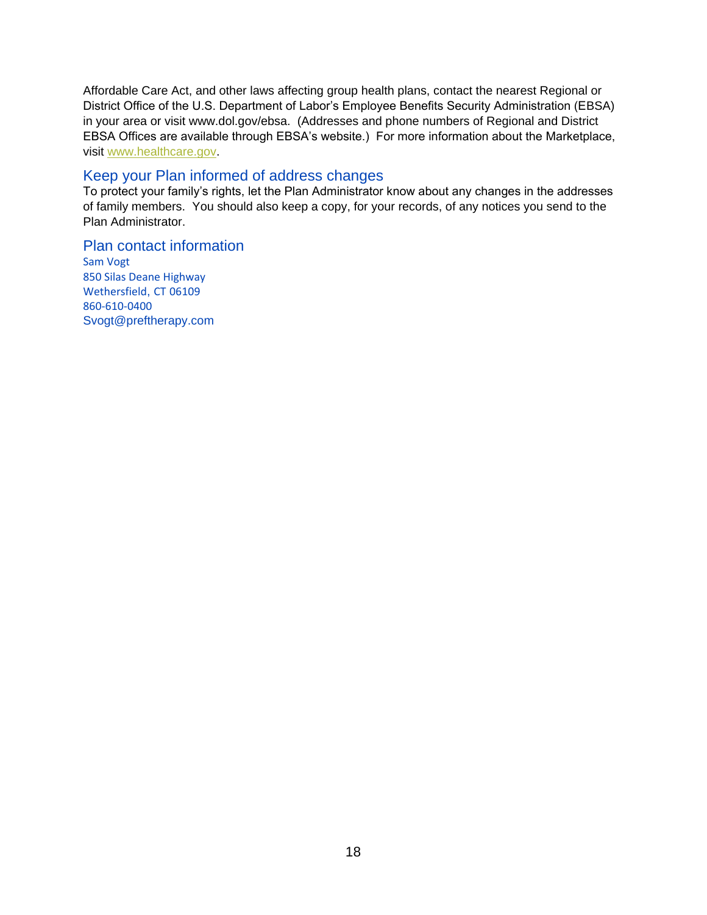Affordable Care Act, and other laws affecting group health plans, contact the nearest Regional or District Office of the U.S. Department of Labor's Employee Benefits Security Administration (EBSA) in your area or visit www.dol.gov/ebsa. (Addresses and phone numbers of Regional and District EBSA Offices are available through EBSA's website.) For more information about the Marketplace, visit www.healthcare.gov.

## Keep your Plan informed of address changes

To protect your family's rights, let the Plan Administrator know about any changes in the addresses of family members. You should also keep a copy, for your records, of any notices you send to the Plan Administrator.

## Plan contact information

Sam Vogt  
850 Silas Deane Highway  
Wethersfield, CT 06109  
860-610-0400  
Svogt@preftherapy.com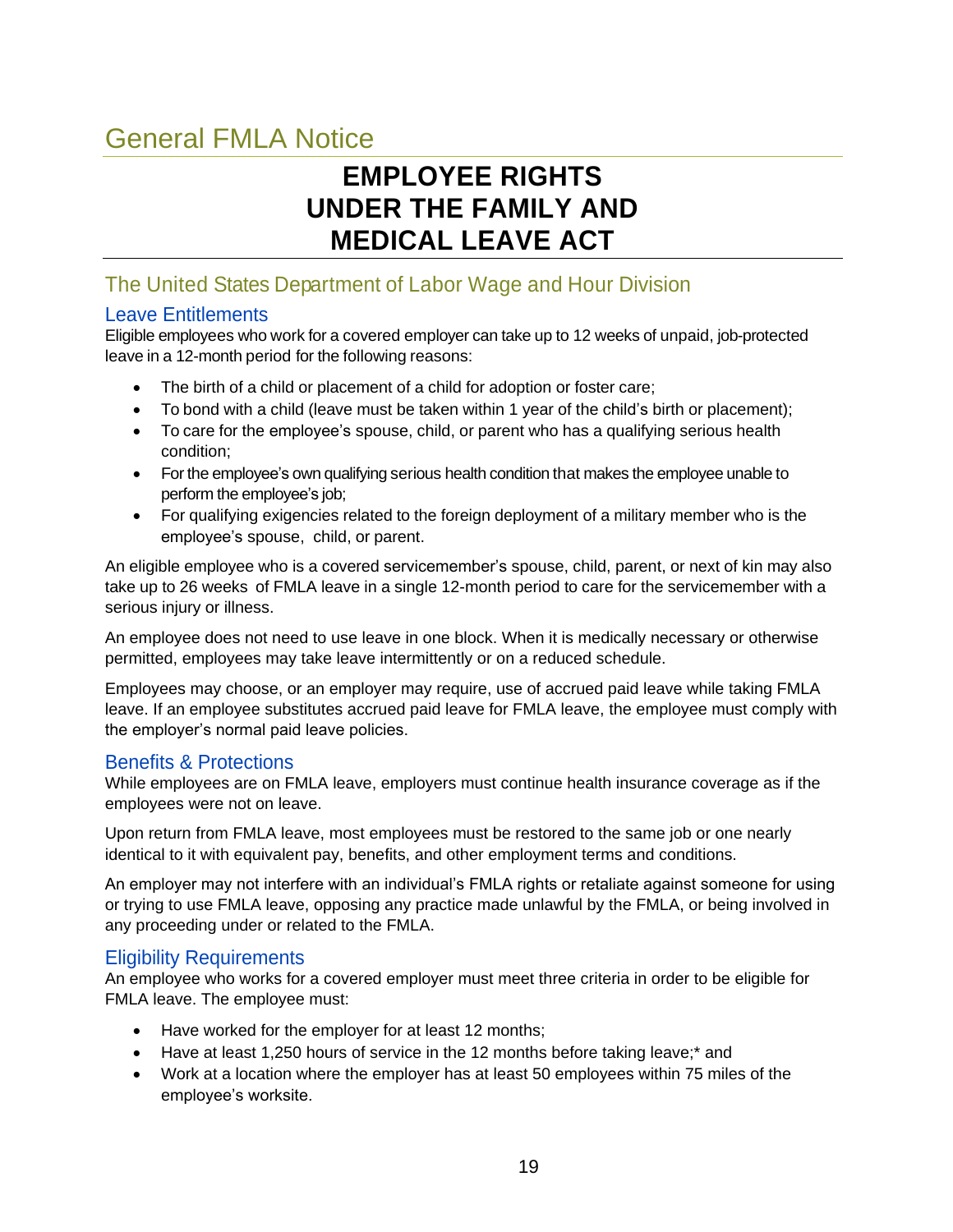## General FMLA Notice

# EMPLOYEE RIGHTS UNDER THE FAMILY AND MEDICAL LEAVE ACT

## The United States Department of Labor Wage and Hour Division

### Leave Entitlements

Eligible employees who work for a covered employer can take up to 12 weeks of unpaid, job-protected leave in a 12-month period for the following reasons:

- The birth of a child or placement of a child for adoption or foster care;
- To bond with a child (leave must be taken within 1 year of the child's birth or placement);
- To care for the employee's spouse, child, or parent who has a qualifying serious health condition;
- For the employee's own qualifying serious health condition that makes the employee unable to perform the employee's job;
- For qualifying exigencies related to the foreign deployment of a military member who is the employee's spouse, child, or parent.

An eligible employee who is a covered servicemember's spouse, child, parent, or next of kin may also take up to 26 weeks of FMLA leave in a single 12-month period to care for the servicemember with a serious injury or illness.

An employee does not need to use leave in one block. When it is medically necessary or otherwise permitted, employees may take leave intermittently or on a reduced schedule.

Employees may choose, or an employer may require, use of accrued paid leave while taking FMLA leave. If an employee substitutes accrued paid leave for FMLA leave, the employee must comply with the employer's normal paid leave policies.

### Benefits & Protections

While employees are on FMLA leave, employers must continue health insurance coverage as if the employees were not on leave.

Upon return from FMLA leave, most employees must be restored to the same job or one nearly identical to it with equivalent pay, benefits, and other employment terms and conditions.

An employer may not interfere with an individual's FMLA rights or retaliate against someone for using or trying to use FMLA leave, opposing any practice made unlawful by the FMLA, or being involved in any proceeding under or related to the FMLA.

### Eligibility Requirements

An employee who works for a covered employer must meet three criteria in order to be eligible for FMLA leave. The employee must:

- Have worked for the employer for at least 12 months;
- Have at least 1,250 hours of service in the 12 months before taking leave;* and
- Work at a location where the employer has at least 50 employees within 75 miles of the employee's worksite.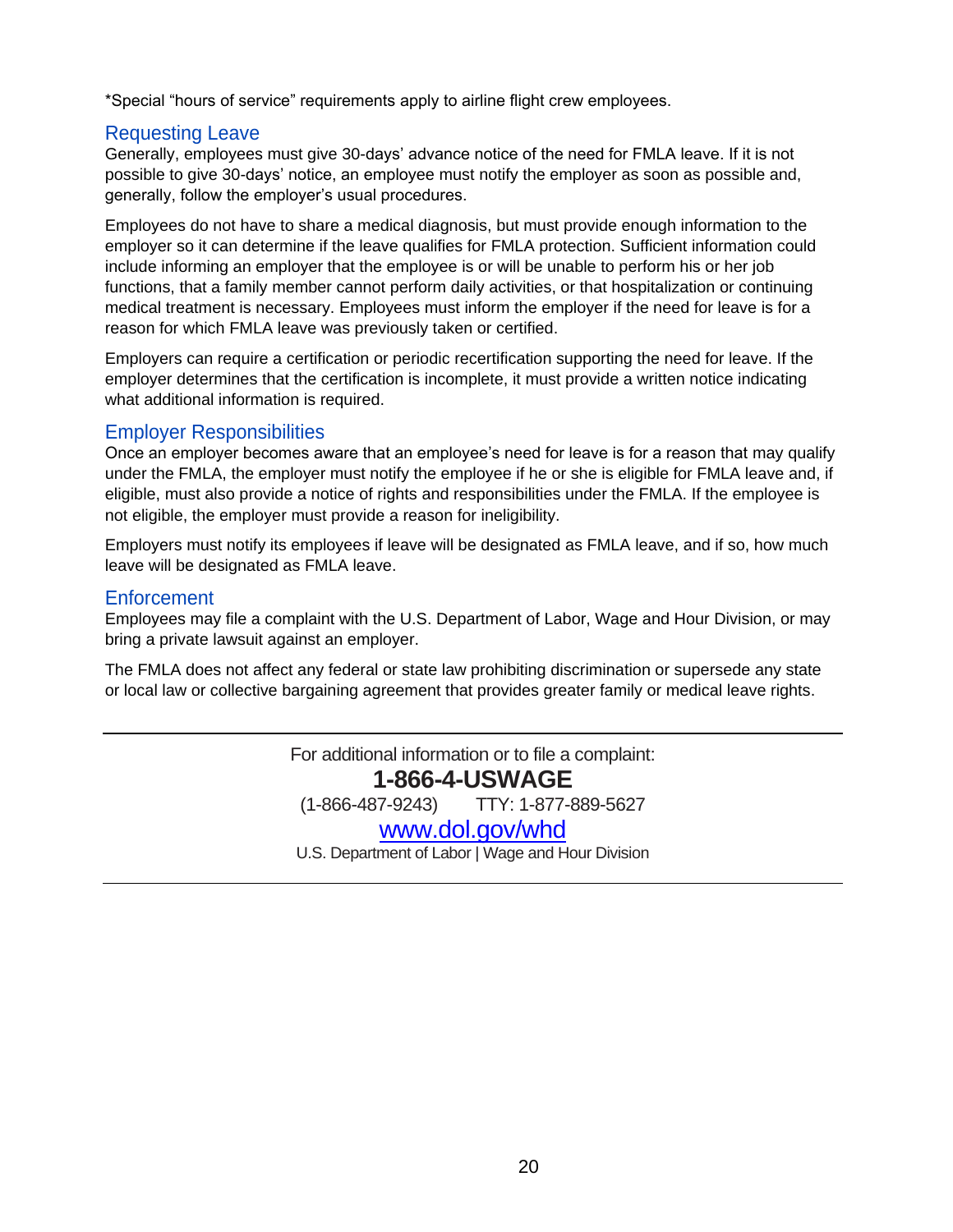*Special "hours of service" requirements apply to airline flight crew employees.

## Requesting Leave

Generally, employees must give 30-days' advance notice of the need for FMLA leave. If it is not possible to give 30-days' notice, an employee must notify the employer as soon as possible and, generally, follow the employer's usual procedures.

Employees do not have to share a medical diagnosis, but must provide enough information to the employer so it can determine if the leave qualifies for FMLA protection. Sufficient information could include informing an employer that the employee is or will be unable to perform his or her job functions, that a family member cannot perform daily activities, or that hospitalization or continuing medical treatment is necessary. Employees must inform the employer if the need for leave is for a reason for which FMLA leave was previously taken or certified.

Employers can require a certification or periodic recertification supporting the need for leave. If the employer determines that the certification is incomplete, it must provide a written notice indicating what additional information is required.

## Employer Responsibilities

Once an employer becomes aware that an employee's need for leave is for a reason that may qualify under the FMLA, the employer must notify the employee if he or she is eligible for FMLA leave and, if eligible, must also provide a notice of rights and responsibilities under the FMLA. If the employee is not eligible, the employer must provide a reason for ineligibility.

Employers must notify its employees if leave will be designated as FMLA leave, and if so, how much leave will be designated as FMLA leave.

## Enforcement

Employees may file a complaint with the U.S. Department of Labor, Wage and Hour Division, or may bring a private lawsuit against an employer.

The FMLA does not affect any federal or state law prohibiting discrimination or supersede any state or local law or collective bargaining agreement that provides greater family or medical leave rights.

---

For additional information or to file a complaint:

**1-866-4-USWAGE**

(1-866-487-9243) TTY: 1-877-889-5627

www.dol.gov/whd

U.S. Department of Labor | Wage and Hour Division

---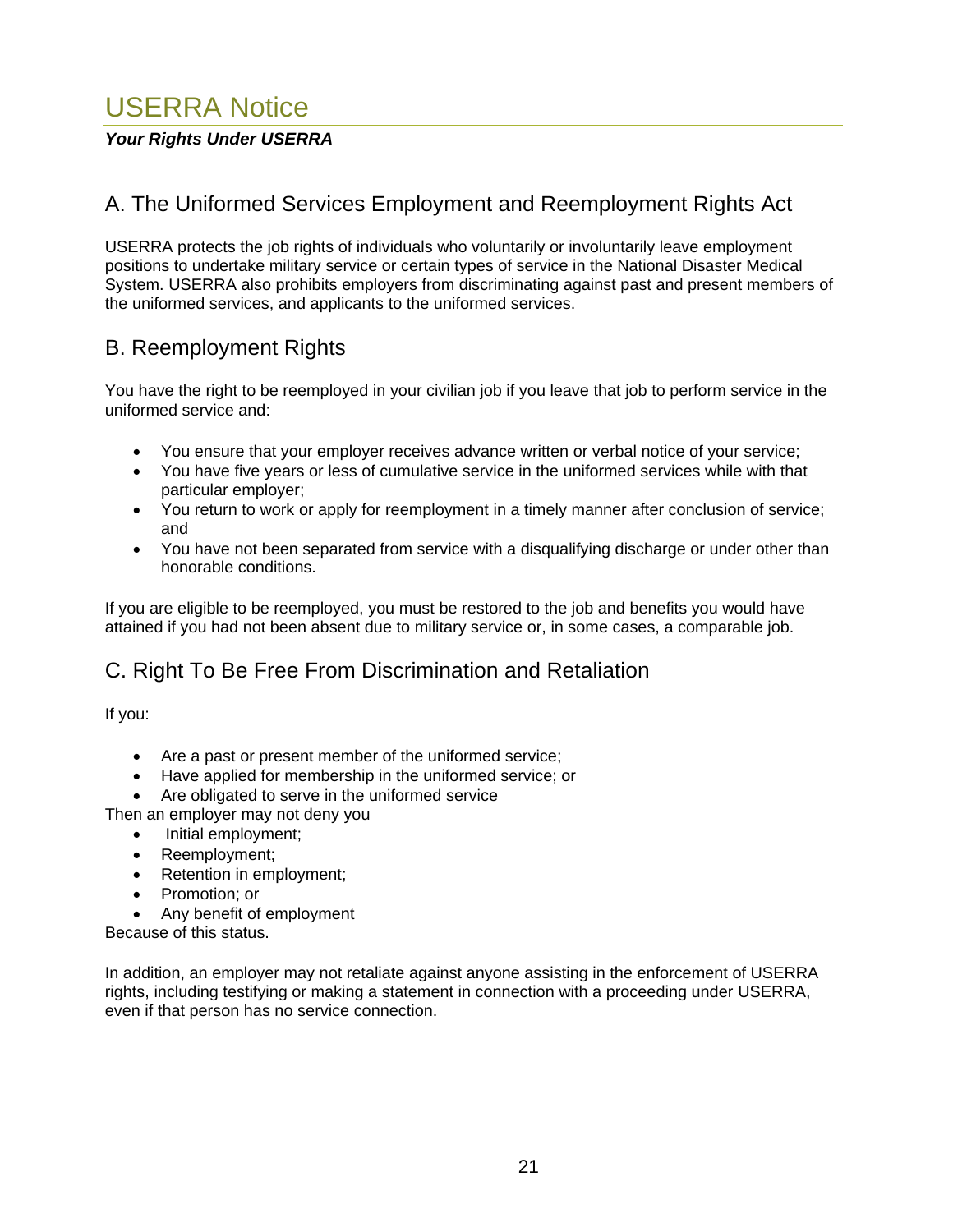# USERRA Notice

***Your Rights Under USERRA***

## A. The Uniformed Services Employment and Reemployment Rights Act

USERRA protects the job rights of individuals who voluntarily or involuntarily leave employment positions to undertake military service or certain types of service in the National Disaster Medical System. USERRA also prohibits employers from discriminating against past and present members of the uniformed services, and applicants to the uniformed services.

## B. Reemployment Rights

You have the right to be reemployed in your civilian job if you leave that job to perform service in the uniformed service and:

- You ensure that your employer receives advance written or verbal notice of your service;
- You have five years or less of cumulative service in the uniformed services while with that particular employer;
- You return to work or apply for reemployment in a timely manner after conclusion of service; and
- You have not been separated from service with a disqualifying discharge or under other than honorable conditions.

If you are eligible to be reemployed, you must be restored to the job and benefits you would have attained if you had not been absent due to military service or, in some cases, a comparable job.

## C. Right To Be Free From Discrimination and Retaliation

If you:

- Are a past or present member of the uniformed service;
- Have applied for membership in the uniformed service; or
- Are obligated to serve in the uniformed service

Then an employer may not deny you

- Initial employment;
- Reemployment;
- Retention in employment;
- Promotion; or
- Any benefit of employment

Because of this status.

In addition, an employer may not retaliate against anyone assisting in the enforcement of USERRA rights, including testifying or making a statement in connection with a proceeding under USERRA, even if that person has no service connection.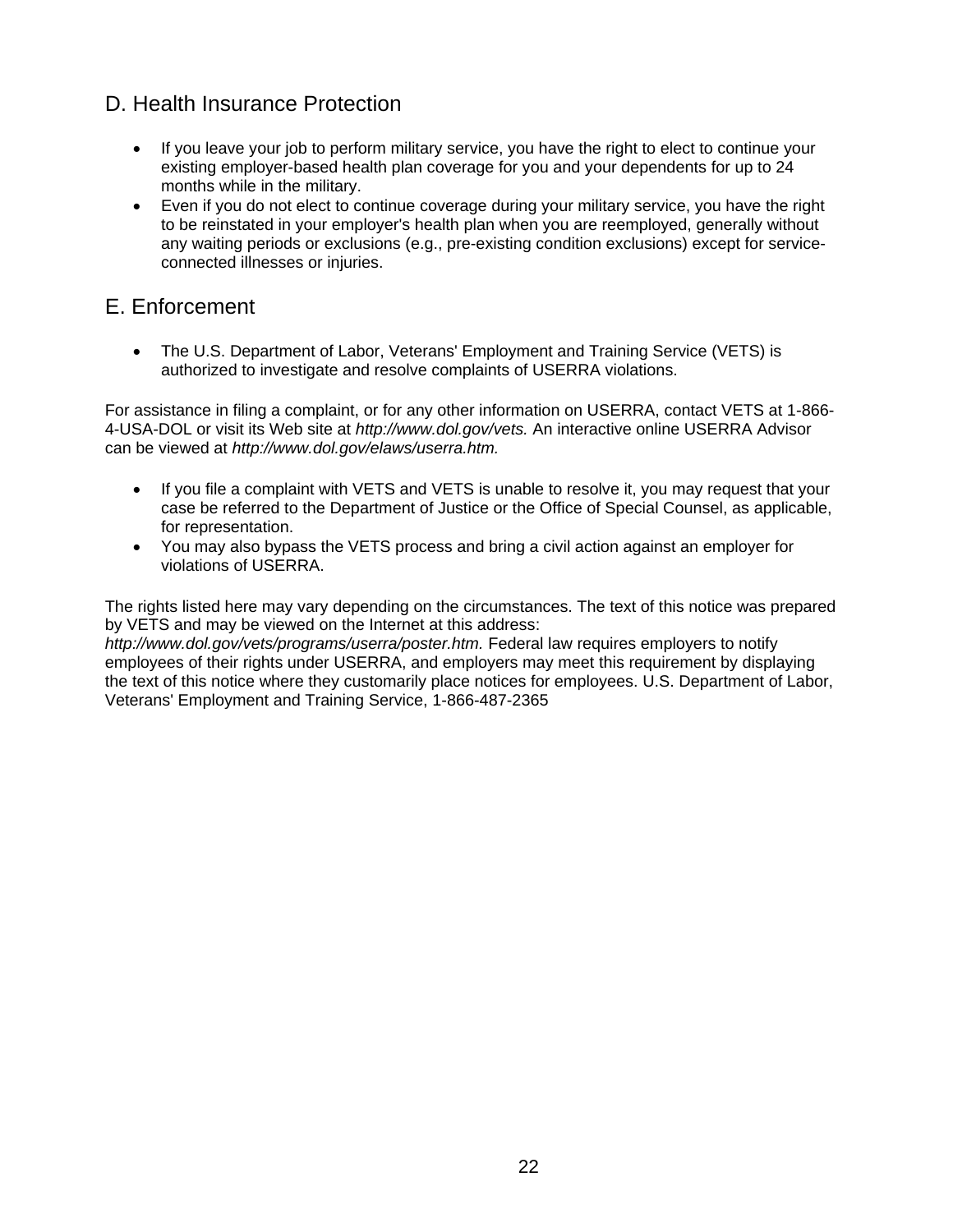## D. Health Insurance Protection

- If you leave your job to perform military service, you have the right to elect to continue your existing employer-based health plan coverage for you and your dependents for up to 24 months while in the military.
- Even if you do not elect to continue coverage during your military service, you have the right to be reinstated in your employer's health plan when you are reemployed, generally without any waiting periods or exclusions (e.g., pre-existing condition exclusions) except for service-connected illnesses or injuries.

## E. Enforcement

- The U.S. Department of Labor, Veterans' Employment and Training Service (VETS) is authorized to investigate and resolve complaints of USERRA violations.

For assistance in filing a complaint, or for any other information on USERRA, contact VETS at 1-866-4-USA-DOL or visit its Web site at *http://www.dol.gov/vets.* An interactive online USERRA Advisor can be viewed at *http://www.dol.gov/elaws/userra.htm.*

- If you file a complaint with VETS and VETS is unable to resolve it, you may request that your case be referred to the Department of Justice or the Office of Special Counsel, as applicable, for representation.
- You may also bypass the VETS process and bring a civil action against an employer for violations of USERRA.

The rights listed here may vary depending on the circumstances. The text of this notice was prepared by VETS and may be viewed on the Internet at this address: *http://www.dol.gov/vets/programs/userra/poster.htm.* Federal law requires employers to notify employees of their rights under USERRA, and employers may meet this requirement by displaying the text of this notice where they customarily place notices for employees. U.S. Department of Labor, Veterans' Employment and Training Service, 1-866-487-2365